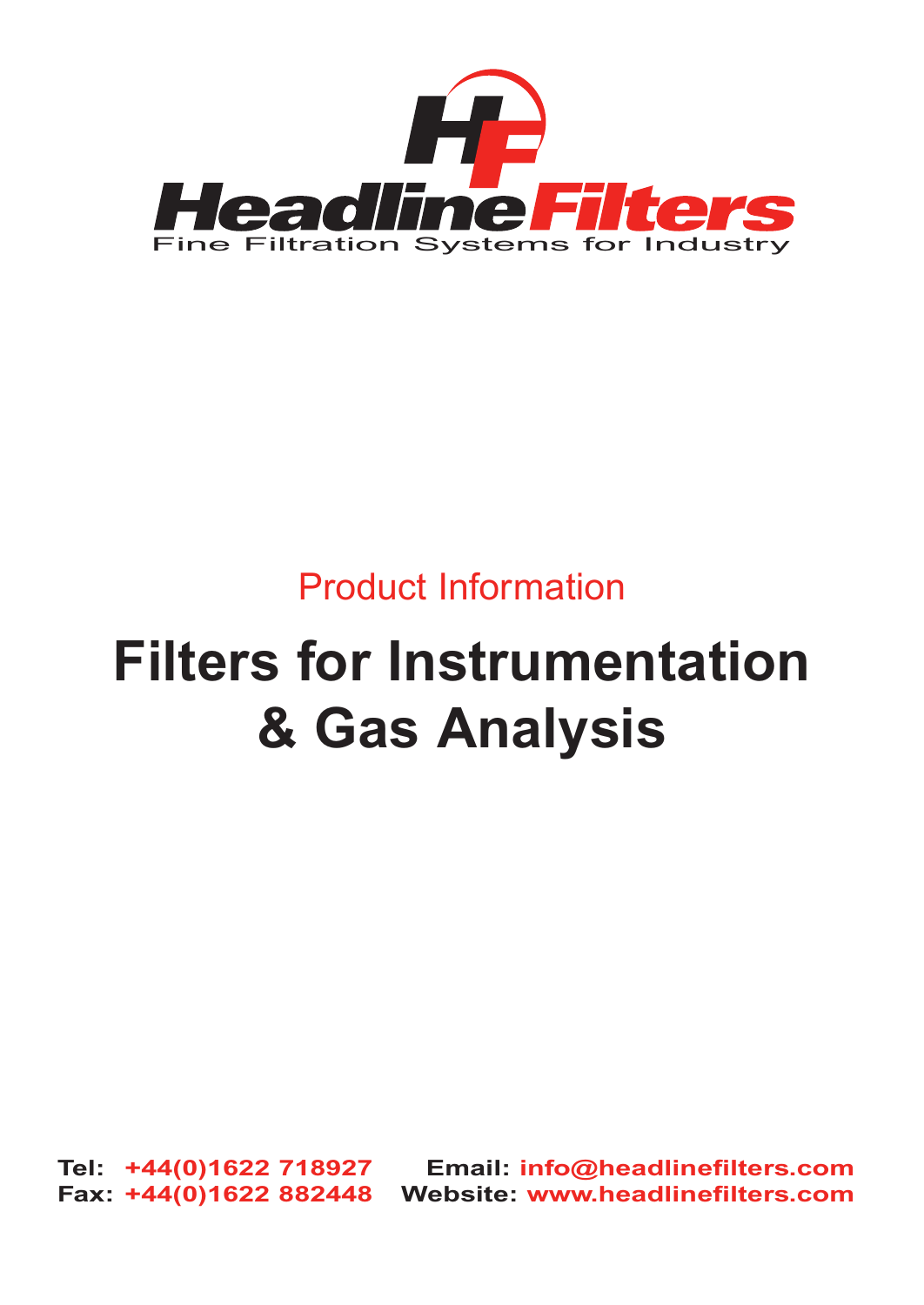HF

Headline Filters

Fine Filtration Systems for Industry

Product Information

# Filters for Instrumentation & Gas Analysis

**Tel:** +44(0)1622 718927
**Fax:** +44(0)1622 882448
**Email:** info@headlinefilters.com
**Website:** www.headlinefilters.com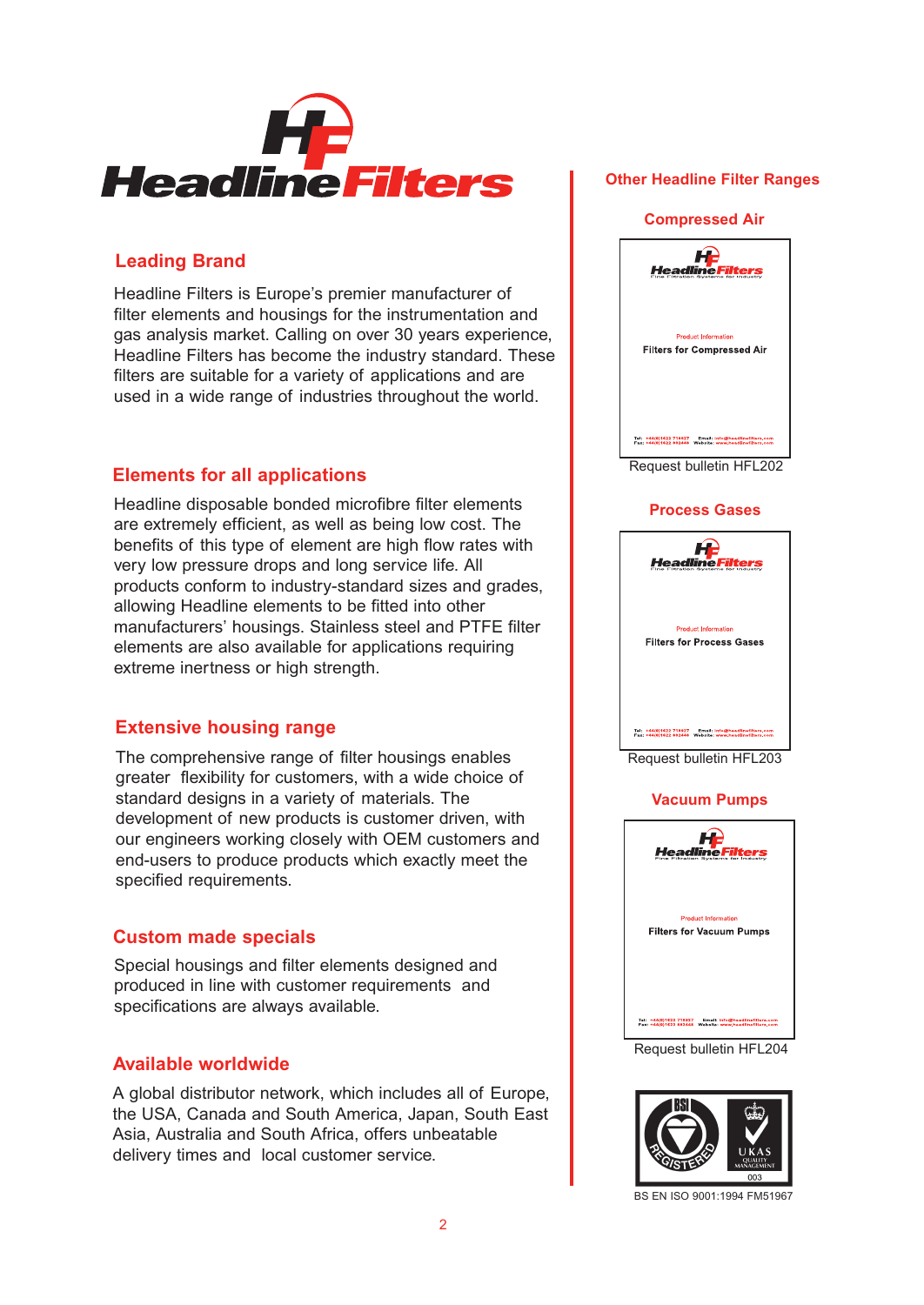# HeadlineFilters

## Leading Brand

Headline Filters is Europe's premier manufacturer of filter elements and housings for the instrumentation and gas analysis market. Calling on over 30 years experience, Headline Filters has become the industry standard. These filters are suitable for a variety of applications and are used in a wide range of industries throughout the world.

## Elements for all applications

Headline disposable bonded microfibre filter elements are extremely efficient, as well as being low cost. The benefits of this type of element are high flow rates with very low pressure drops and long service life. All products conform to industry-standard sizes and grades, allowing Headline elements to be fitted into other manufacturers' housings. Stainless steel and PTFE filter elements are also available for applications requiring extreme inertness or high strength.

## Extensive housing range

The comprehensive range of filter housings enables greater flexibility for customers, with a wide choice of standard designs in a variety of materials. The development of new products is customer driven, with our engineers working closely with OEM customers and end-users to produce products which exactly meet the specified requirements.

## Custom made specials

Special housings and filter elements designed and produced in line with customer requirements and specifications are always available.

## Available worldwide

A global distributor network, which includes all of Europe, the USA, Canada and South America, Japan, South East Asia, Australia and South Africa, offers unbeatable delivery times and local customer service.

## Other Headline Filter Ranges

### Compressed Air

HeadlineFilters – Fine Filtration Systems for Industry

Product Information

Filters for Compressed Air

Request bulletin HFL202

### Process Gases

HeadlineFilters – Fine Filtration Systems for Industry

Product Information

Filters for Process Gases

Request bulletin HFL203

### Vacuum Pumps

HeadlineFilters – Fine Filtration Systems for Industry

Product Information

Filters for Vacuum Pumps

Request bulletin HFL204

BSI REGISTERED – UKAS QUALITY MANAGEMENT 003

BS EN ISO 9001:1994 FM51967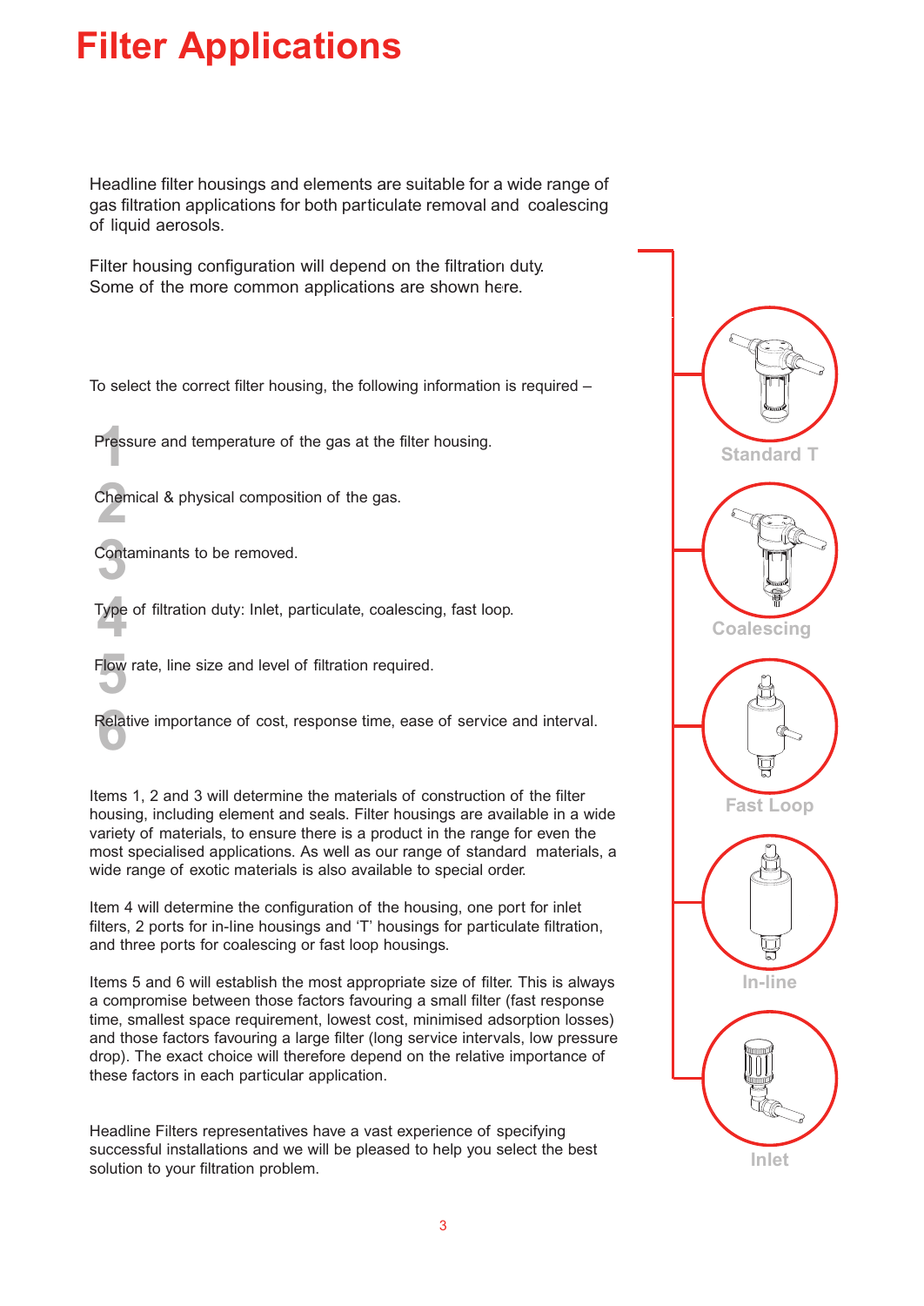# Filter Applications

Headline filter housings and elements are suitable for a wide range of gas filtration applications for both particulate removal and coalescing of liquid aerosols.

Filter housing configuration will depend on the filtration duty. Some of the more common applications are shown here.

To select the correct filter housing, the following information is required –

1. Pressure and temperature of the gas at the filter housing.
2. Chemical & physical composition of the gas.
3. Contaminants to be removed.
4. Type of filtration duty: Inlet, particulate, coalescing, fast loop.
5. Flow rate, line size and level of filtration required.
6. Relative importance of cost, response time, ease of service and interval.

Items 1, 2 and 3 will determine the materials of construction of the filter housing, including element and seals. Filter housings are available in a wide variety of materials, to ensure there is a product in the range for even the most specialised applications. As well as our range of standard materials, a wide range of exotic materials is also available to special order.

Item 4 will determine the configuration of the housing, one port for inlet filters, 2 ports for in-line housings and 'T' housings for particulate filtration, and three ports for coalescing or fast loop housings.

Items 5 and 6 will establish the most appropriate size of filter. This is always a compromise between those factors favouring a small filter (fast response time, smallest space requirement, lowest cost, minimised adsorption losses) and those factors favouring a large filter (long service intervals, low pressure drop). The exact choice will therefore depend on the relative importance of these factors in each particular application.

Headline Filters representatives have a vast experience of specifying successful installations and we will be pleased to help you select the best solution to your filtration problem.

Standard T

Coalescing

Fast Loop

In-line

Inlet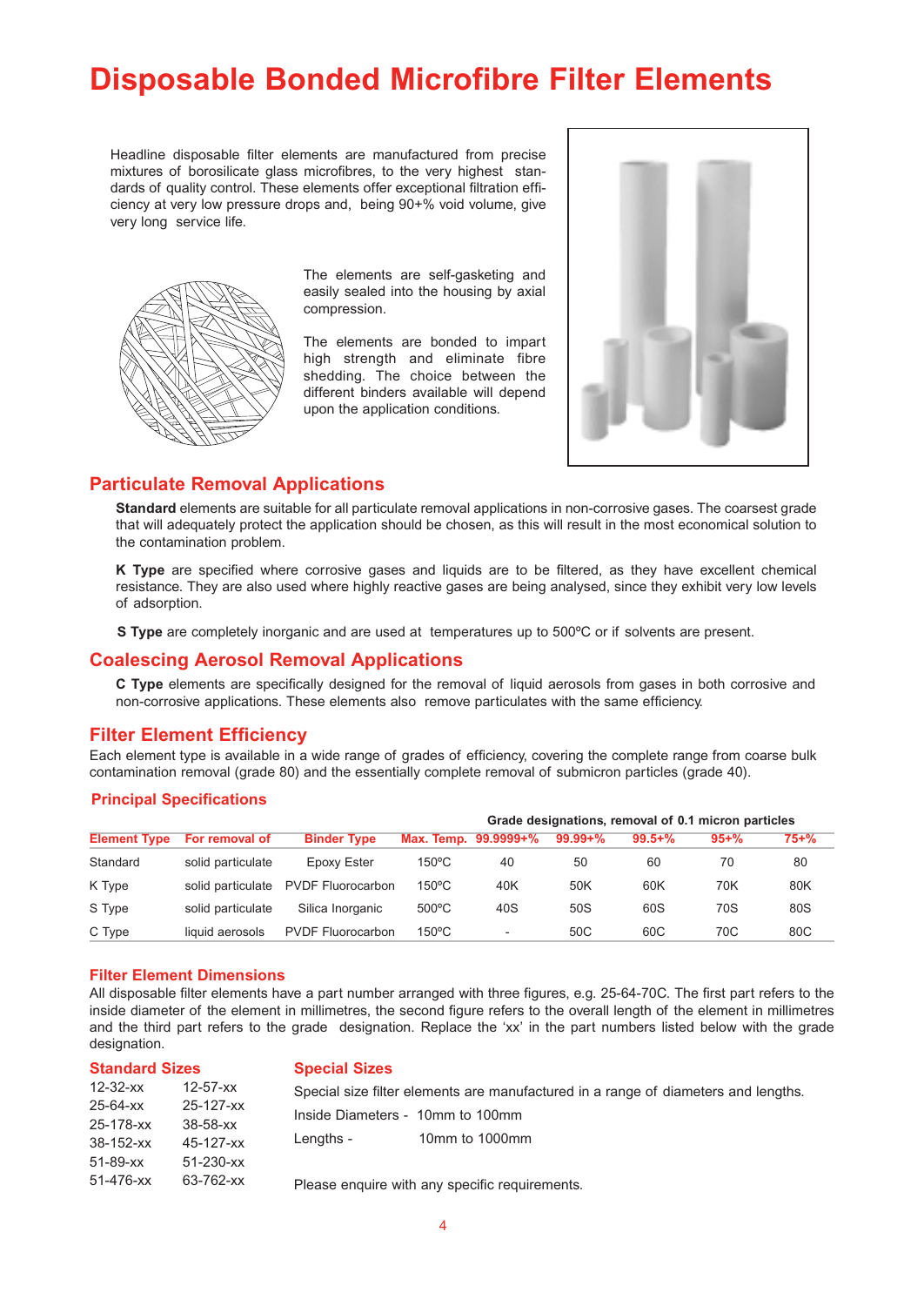# Disposable Bonded Microfibre Filter Elements

Headline disposable filter elements are manufactured from precise mixtures of borosilicate glass microfibres, to the very highest standards of quality control. These elements offer exceptional filtration efficiency at very low pressure drops and, being 90+% void volume, give very long service life.

The elements are self-gasketing and easily sealed into the housing by axial compression.

The elements are bonded to impart high strength and eliminate fibre shedding. The choice between the different binders available will depend upon the application conditions.

## Particulate Removal Applications

**Standard** elements are suitable for all particulate removal applications in non-corrosive gases. The coarsest grade that will adequately protect the application should be chosen, as this will result in the most economical solution to the contamination problem.

**K Type** are specified where corrosive gases and liquids are to be filtered, as they have excellent chemical resistance. They are also used where highly reactive gases are being analysed, since they exhibit very low levels of adsorption.

**S Type** are completely inorganic and are used at temperatures up to 500ºC or if solvents are present.

## Coalescing Aerosol Removal Applications

**C Type** elements are specifically designed for the removal of liquid aerosols from gases in both corrosive and non-corrosive applications. These elements also remove particulates with the same efficiency.

## Filter Element Efficiency

Each element type is available in a wide range of grades of efficiency, covering the complete range from coarse bulk contamination removal (grade 80) and the essentially complete removal of submicron particles (grade 40).

### Principal Specifications

| | | | | Grade designations, removal of 0.1 micron particles | | | | |
|---|---|---|---|---|---|---|---|---|
| **Element Type** | **For removal of** | **Binder Type** | **Max. Temp.** | **99.9999+%** | **99.99+%** | **99.5+%** | **95+%** | **75+%** |
| Standard | solid particulate | Epoxy Ester | 150ºC | 40 | 50 | 60 | 70 | 80 |
| K Type | solid particulate | PVDF Fluorocarbon | 150ºC | 40K | 50K | 60K | 70K | 80K |
| S Type | solid particulate | Silica Inorganic | 500ºC | 40S | 50S | 60S | 70S | 80S |
| C Type | liquid aerosols | PVDF Fluorocarbon | 150ºC | - | 50C | 60C | 70C | 80C |

### Filter Element Dimensions

All disposable filter elements have a part number arranged with three figures, e.g. 25-64-70C. The first part refers to the inside diameter of the element in millimetres, the second figure refers to the overall length of the element in millimetres and the third part refers to the grade designation. Replace the 'xx' in the part numbers listed below with the grade designation.

### Standard Sizes

| | |
|---|---|
| 12-32-xx | 12-57-xx |
| 25-64-xx | 25-127-xx |
| 25-178-xx | 38-58-xx |
| 38-152-xx | 45-127-xx |
| 51-89-xx | 51-230-xx |
| 51-476-xx | 63-762-xx |

### Special Sizes

Special size filter elements are manufactured in a range of diameters and lengths.

Inside Diameters - 10mm to 100mm

Lengths - 10mm to 1000mm

Please enquire with any specific requirements.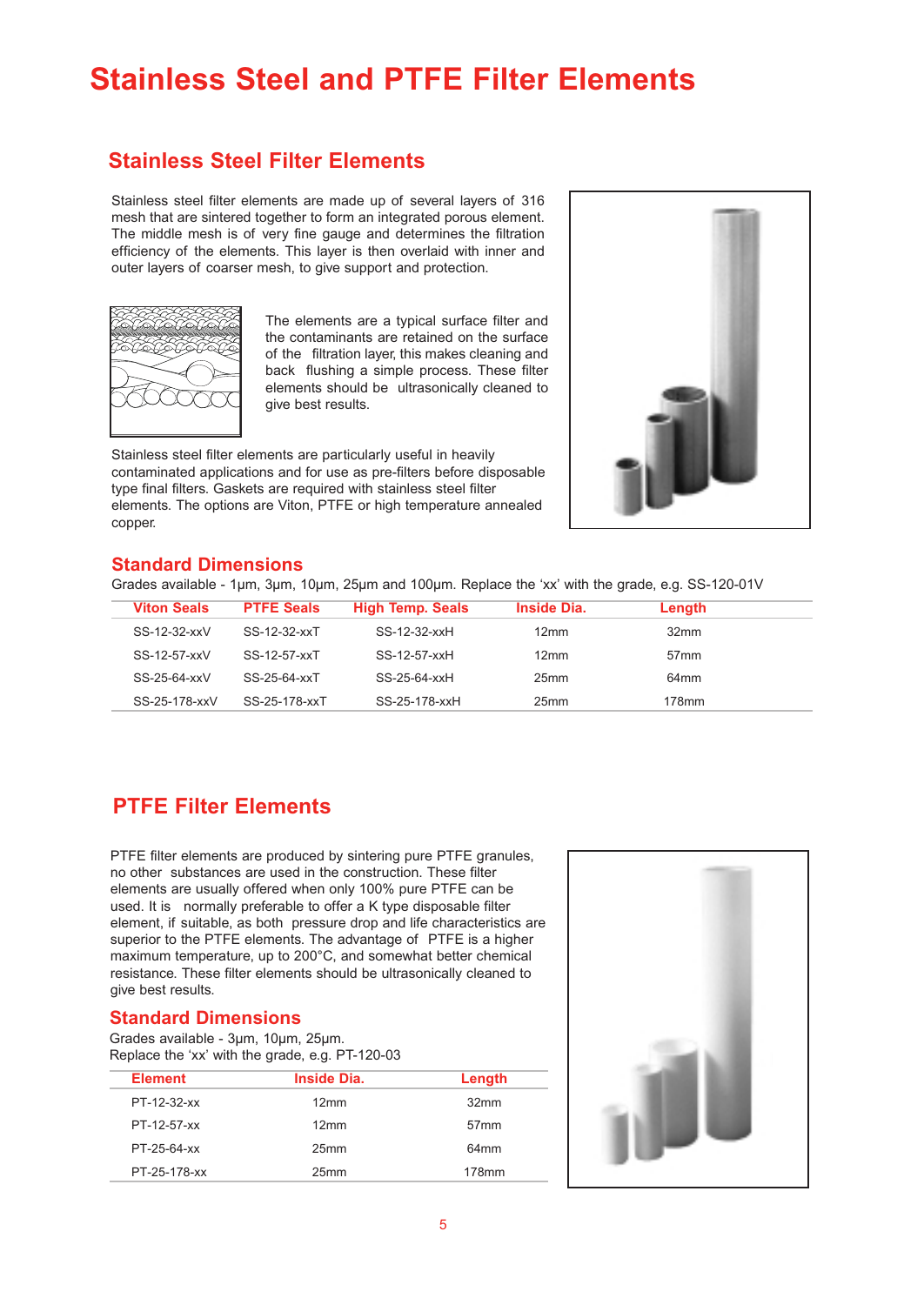# Stainless Steel and PTFE Filter Elements

## Stainless Steel Filter Elements

Stainless steel filter elements are made up of several layers of 316 mesh that are sintered together to form an integrated porous element. The middle mesh is of very fine gauge and determines the filtration efficiency of the elements. This layer is then overlaid with inner and outer layers of coarser mesh, to give support and protection.

The elements are a typical surface filter and the contaminants are retained on the surface of the filtration layer, this makes cleaning and back flushing a simple process. These filter elements should be ultrasonically cleaned to give best results.

Stainless steel filter elements are particularly useful in heavily contaminated applications and for use as pre-filters before disposable type final filters. Gaskets are required with stainless steel filter elements. The options are Viton, PTFE or high temperature annealed copper.

### Standard Dimensions

Grades available - 1µm, 3µm, 10µm, 25µm and 100µm. Replace the 'xx' with the grade, e.g. SS-120-01V

| Viton Seals | PTFE Seals | High Temp. Seals | Inside Dia. | Length |
|---|---|---|---|---|
| SS-12-32-xxV | SS-12-32-xxT | SS-12-32-xxH | 12mm | 32mm |
| SS-12-57-xxV | SS-12-57-xxT | SS-12-57-xxH | 12mm | 57mm |
| SS-25-64-xxV | SS-25-64-xxT | SS-25-64-xxH | 25mm | 64mm |
| SS-25-178-xxV | SS-25-178-xxT | SS-25-178-xxH | 25mm | 178mm |

## PTFE Filter Elements

PTFE filter elements are produced by sintering pure PTFE granules, no other substances are used in the construction. These filter elements are usually offered when only 100% pure PTFE can be used. It is normally preferable to offer a K type disposable filter element, if suitable, as both pressure drop and life characteristics are superior to the PTFE elements. The advantage of PTFE is a higher maximum temperature, up to 200°C, and somewhat better chemical resistance. These filter elements should be ultrasonically cleaned to give best results.

### Standard Dimensions

Grades available - 3µm, 10µm, 25µm.
Replace the 'xx' with the grade, e.g. PT-120-03

| Element | Inside Dia. | Length |
|---|---|---|
| PT-12-32-xx | 12mm | 32mm |
| PT-12-57-xx | 12mm | 57mm |
| PT-25-64-xx | 25mm | 64mm |
| PT-25-178-xx | 25mm | 178mm |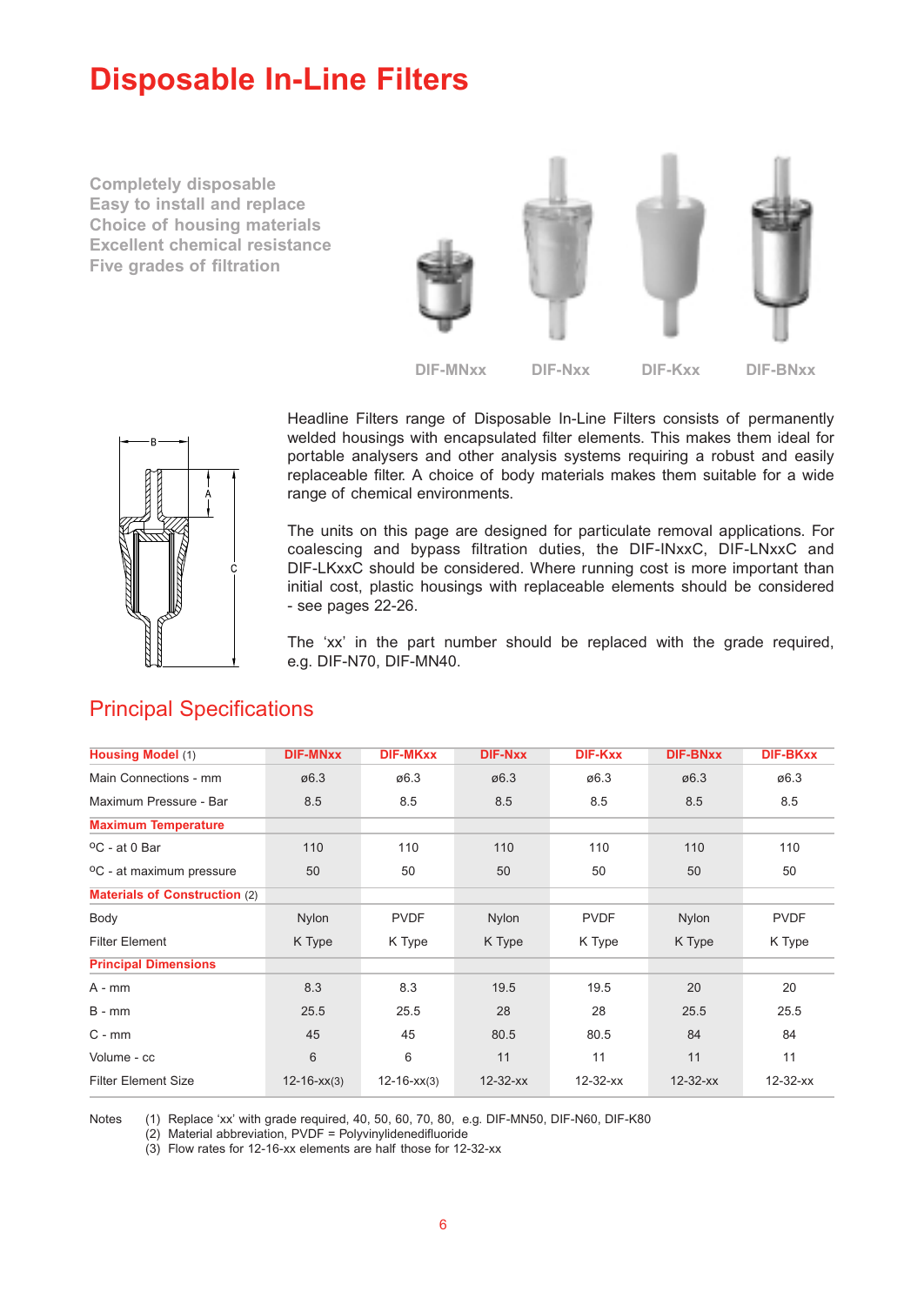# Disposable In-Line Filters

Completely disposable
Easy to install and replace
Choice of housing materials
Excellent chemical resistance
Five grades of filtration

DIF-MNxx DIF-Nxx DIF-Kxx DIF-BNxx

Headline Filters range of Disposable In-Line Filters consists of permanently welded housings with encapsulated filter elements. This makes them ideal for portable analysers and other analysis systems requiring a robust and easily replaceable filter. A choice of body materials makes them suitable for a wide range of chemical environments.

The units on this page are designed for particulate removal applications. For coalescing and bypass filtration duties, the DIF-INxxC, DIF-LNxxC and DIF-LKxxC should be considered. Where running cost is more important than initial cost, plastic housings with replaceable elements should be considered - see pages 22-26.

The 'xx' in the part number should be replaced with the grade required, e.g. DIF-N70, DIF-MN40.

## Principal Specifications

| Housing Model (1) | DIF-MNxx | DIF-MKxx | DIF-Nxx | DIF-Kxx | DIF-BNxx | DIF-BKxx |
|---|---|---|---|---|---|---|
| Main Connections - mm | ø6.3 | ø6.3 | ø6.3 | ø6.3 | ø6.3 | ø6.3 |
| Maximum Pressure - Bar | 8.5 | 8.5 | 8.5 | 8.5 | 8.5 | 8.5 |
| **Maximum Temperature** | | | | | | |
| ºC - at 0 Bar | 110 | 110 | 110 | 110 | 110 | 110 |
| ºC - at maximum pressure | 50 | 50 | 50 | 50 | 50 | 50 |
| **Materials of Construction** (2) | | | | | | |
| Body | Nylon | PVDF | Nylon | PVDF | Nylon | PVDF |
| Filter Element | K Type | K Type | K Type | K Type | K Type | K Type |
| **Principal Dimensions** | | | | | | |
| A - mm | 8.3 | 8.3 | 19.5 | 19.5 | 20 | 20 |
| B - mm | 25.5 | 25.5 | 28 | 28 | 25.5 | 25.5 |
| C - mm | 45 | 45 | 80.5 | 80.5 | 84 | 84 |
| Volume - cc | 6 | 6 | 11 | 11 | 11 | 11 |
| Filter Element Size | 12-16-xx(3) | 12-16-xx(3) | 12-32-xx | 12-32-xx | 12-32-xx | 12-32-xx |

Notes
(1) Replace 'xx' with grade required, 40, 50, 60, 70, 80, e.g. DIF-MN50, DIF-N60, DIF-K80
(2) Material abbreviation, PVDF = Polyvinylidenedifluoride
(3) Flow rates for 12-16-xx elements are half those for 12-32-xx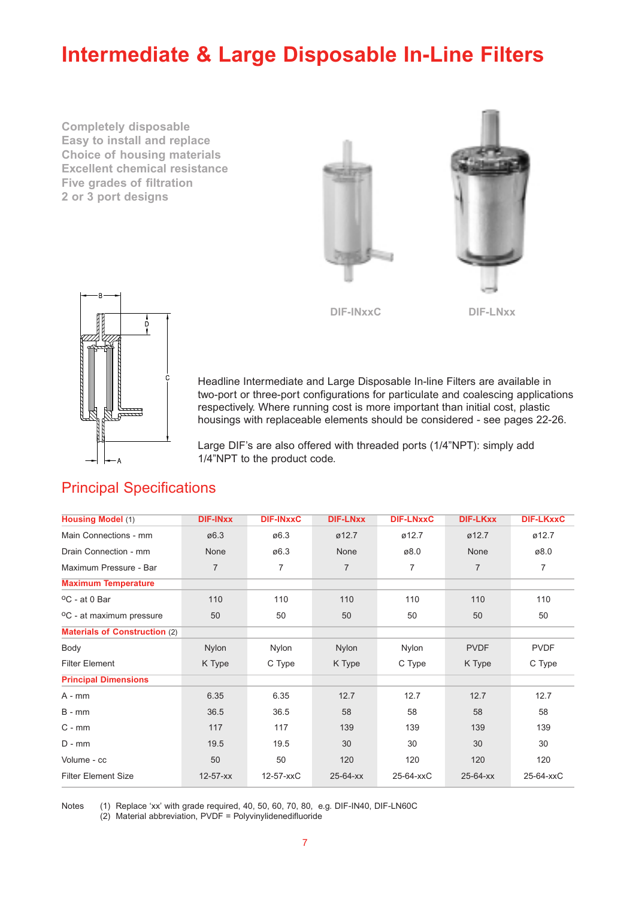# Intermediate & Large Disposable In-Line Filters

Completely disposable
Easy to install and replace
Choice of housing materials
Excellent chemical resistance
Five grades of filtration
2 or 3 port designs

DIF-INxxC

DIF-LNxx

Headline Intermediate and Large Disposable In-line Filters are available in two-port or three-port configurations for particulate and coalescing applications respectively. Where running cost is more important than initial cost, plastic housings with replaceable elements should be considered - see pages 22-26.

Large DIF's are also offered with threaded ports (1/4"NPT): simply add 1/4"NPT to the product code.

## Principal Specifications

| Housing Model (1) | DIF-INxx | DIF-INxxC | DIF-LNxx | DIF-LNxxC | DIF-LKxx | DIF-LKxxC |
|---|---|---|---|---|---|---|
| Main Connections - mm | ø6.3 | ø6.3 | ø12.7 | ø12.7 | ø12.7 | ø12.7 |
| Drain Connection - mm | None | ø6.3 | None | ø8.0 | None | ø8.0 |
| Maximum Pressure - Bar | 7 | 7 | 7 | 7 | 7 | 7 |
| **Maximum Temperature** | | | | | | |
| °C - at 0 Bar | 110 | 110 | 110 | 110 | 110 | 110 |
| °C - at maximum pressure | 50 | 50 | 50 | 50 | 50 | 50 |
| **Materials of Construction** (2) | | | | | | |
| Body | Nylon | Nylon | Nylon | Nylon | PVDF | PVDF |
| Filter Element | K Type | C Type | K Type | C Type | K Type | C Type |
| **Principal Dimensions** | | | | | | |
| A - mm | 6.35 | 6.35 | 12.7 | 12.7 | 12.7 | 12.7 |
| B - mm | 36.5 | 36.5 | 58 | 58 | 58 | 58 |
| C - mm | 117 | 117 | 139 | 139 | 139 | 139 |
| D - mm | 19.5 | 19.5 | 30 | 30 | 30 | 30 |
| Volume - cc | 50 | 50 | 120 | 120 | 120 | 120 |
| Filter Element Size | 12-57-xx | 12-57-xxC | 25-64-xx | 25-64-xxC | 25-64-xx | 25-64-xxC |

Notes
(1) Replace 'xx' with grade required, 40, 50, 60, 70, 80, e.g. DIF-IN40, DIF-LN60C
(2) Material abbreviation, PVDF = Polyvinylidenedifluoride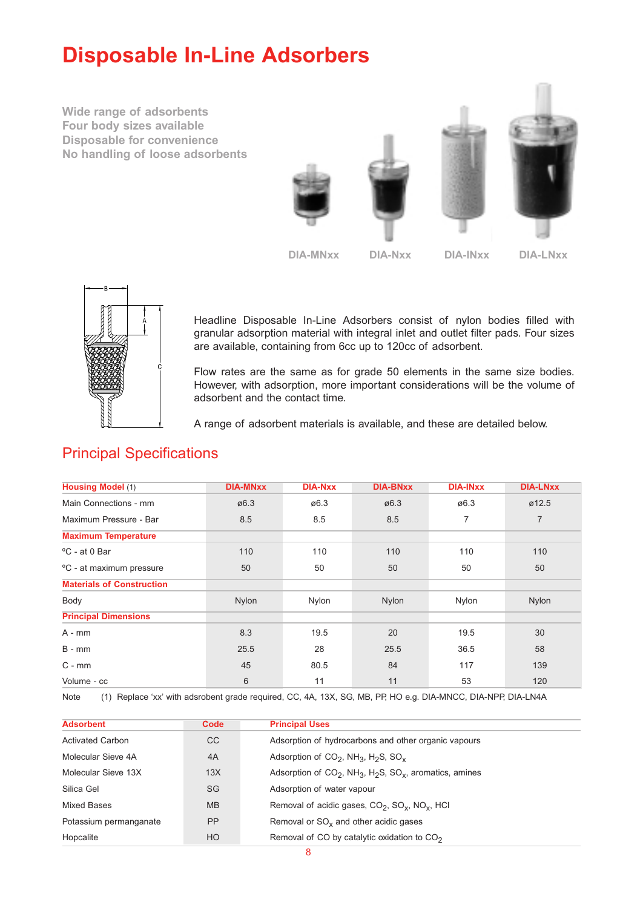# Disposable In-Line Adsorbers

Wide range of adsorbents
Four body sizes available
Disposable for convenience
No handling of loose adsorbents

DIA-MNxx DIA-Nxx DIA-INxx DIA-LNxx

Headline Disposable In-Line Adsorbers consist of nylon bodies filled with granular adsorption material with integral inlet and outlet filter pads. Four sizes are available, containing from 6cc up to 120cc of adsorbent.

Flow rates are the same as for grade 50 elements in the same size bodies. However, with adsorption, more important considerations will be the volume of adsorbent and the contact time.

A range of adsorbent materials is available, and these are detailed below.

## Principal Specifications

| Housing Model (1) | DIA-MNxx | DIA-Nxx | DIA-BNxx | DIA-INxx | DIA-LNxx |
|---|---|---|---|---|---|
| Main Connections - mm | ø6.3 | ø6.3 | ø6.3 | ø6.3 | ø12.5 |
| Maximum Pressure - Bar | 8.5 | 8.5 | 8.5 | 7 | 7 |
| **Maximum Temperature** | | | | | |
| ºC - at 0 Bar | 110 | 110 | 110 | 110 | 110 |
| ºC - at maximum pressure | 50 | 50 | 50 | 50 | 50 |
| **Materials of Construction** | | | | | |
| Body | Nylon | Nylon | Nylon | Nylon | Nylon |
| **Principal Dimensions** | | | | | |
| A - mm | 8.3 | 19.5 | 20 | 19.5 | 30 |
| B - mm | 25.5 | 28 | 25.5 | 36.5 | 58 |
| C - mm | 45 | 80.5 | 84 | 117 | 139 |
| Volume - cc | 6 | 11 | 11 | 53 | 120 |

Note (1) Replace 'xx' with adsrobent grade required, CC, 4A, 13X, SG, MB, PP, HO e.g. DIA-MNCC, DIA-NPP, DIA-LN4A

| Adsorbent | Code | Principal Uses |
|---|---|---|
| Activated Carbon | CC | Adsorption of hydrocarbons and other organic vapours |
| Molecular Sieve 4A | 4A | Adsorption of $CO_2$, $NH_3$, $H_2S$, $SO_x$ |
| Molecular Sieve 13X | 13X | Adsorption of $CO_2$, $NH_3$, $H_2S$, $SO_x$, aromatics, amines |
| Silica Gel | SG | Adsorption of water vapour |
| Mixed Bases | MB | Removal of acidic gases, $CO_2$, $SO_x$, $NO_x$, HCl |
| Potassium permanganate | PP | Removal or $SO_x$ and other acidic gases |
| Hopcalite | HO | Removal of CO by catalytic oxidation to $CO_2$ |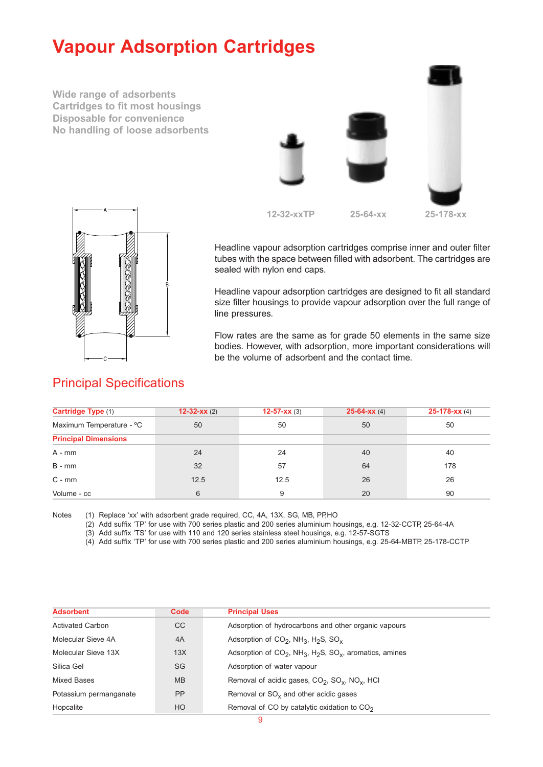# Vapour Adsorption Cartridges

Wide range of adsorbents
Cartridges to fit most housings
Disposable for convenience
No handling of loose adsorbents

12-32-xxTP 25-64-xx 25-178-xx

Headline vapour adsorption cartridges comprise inner and outer filter tubes with the space between filled with adsorbent. The cartridges are sealed with nylon end caps.

Headline vapour adsorption cartridges are designed to fit all standard size filter housings to provide vapour adsorption over the full range of line pressures.

Flow rates are the same as for grade 50 elements in the same size bodies. However, with adsorption, more important considerations will be the volume of adsorbent and the contact time.

## Principal Specifications

| **Cartridge Type** (1) | **12-32-xx** (2) | **12-57-xx** (3) | **25-64-xx** (4) | **25-178-xx** (4) |
|---|---|---|---|---|
| Maximum Temperature - ºC | 50 | 50 | 50 | 50 |
| **Principal Dimensions** | | | | |
| A - mm | 24 | 24 | 40 | 40 |
| B - mm | 32 | 57 | 64 | 178 |
| C - mm | 12.5 | 12.5 | 26 | 26 |
| Volume - cc | 6 | 9 | 20 | 90 |

Notes
(1) Replace 'xx' with adsorbent grade required, CC, 4A, 13X, SG, MB, PP,HO
(2) Add suffix 'TP' for use with 700 series plastic and 200 series aluminium housings, e.g. 12-32-CCTP, 25-64-4A
(3) Add suffix 'TS' for use with 110 and 120 series stainless steel housings, e.g. 12-57-SGTS
(4) Add suffix 'TP' for use with 700 series plastic and 200 series aluminium housings, e.g. 25-64-MBTP, 25-178-CCTP

| **Adsorbent** | **Code** | **Principal Uses** |
|---|---|---|
| Activated Carbon | CC | Adsorption of hydrocarbons and other organic vapours |
| Molecular Sieve 4A | 4A | Adsorption of $CO_2$, $NH_3$, $H_2S$, $SO_x$ |
| Molecular Sieve 13X | 13X | Adsorption of $CO_2$, $NH_3$, $H_2S$, $SO_x$, aromatics, amines |
| Silica Gel | SG | Adsorption of water vapour |
| Mixed Bases | MB | Removal of acidic gases, $CO_2$, $SO_x$, $NO_x$, HCl |
| Potassium permanganate | PP | Removal or $SO_x$ and other acidic gases |
| Hopcalite | HO | Removal of CO by catalytic oxidation to $CO_2$ |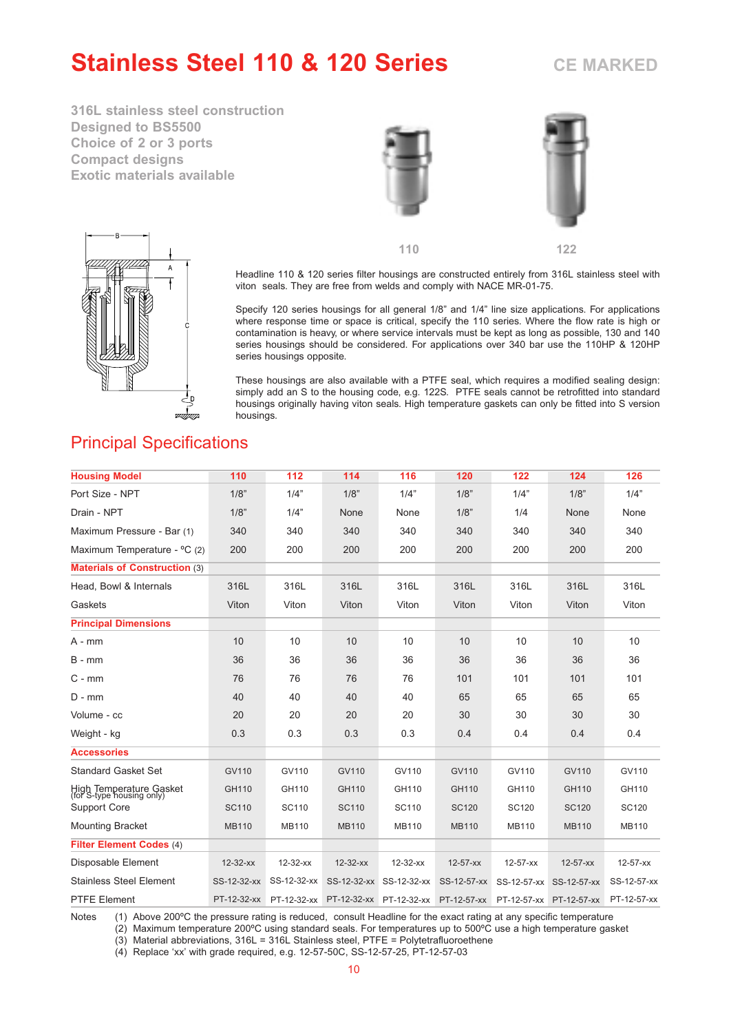# Stainless Steel 110 & 120 Series

CE MARKED

316L stainless steel construction
Designed to BS5500
Choice of 2 or 3 ports
Compact designs
Exotic materials available

110

122

B

A

C

D

Headline 110 & 120 series filter housings are constructed entirely from 316L stainless steel with viton seals. They are free from welds and comply with NACE MR-01-75.

Specify 120 series housings for all general 1/8" and 1/4" line size applications. For applications where response time or space is critical, specify the 110 series. Where the flow rate is high or contamination is heavy, or where service intervals must be kept as long as possible, 130 and 140 series housings should be considered. For applications over 340 bar use the 110HP & 120HP series housings opposite.

These housings are also available with a PTFE seal, which requires a modified sealing design: simply add an S to the housing code, e.g. 122S. PTFE seals cannot be retrofitted into standard housings originally having viton seals. High temperature gaskets can only be fitted into S version housings.

## Principal Specifications

| **Housing Model** | **110** | **112** | **114** | **116** | **120** | **122** | **124** | **126** |
|---|---|---|---|---|---|---|---|---|
| Port Size - NPT | 1/8" | 1/4" | 1/8" | 1/4" | 1/8" | 1/4" | 1/8" | 1/4" |
| Drain - NPT | 1/8" | 1/4" | None | None | 1/8" | 1/4 | None | None |
| Maximum Pressure - Bar (1) | 340 | 340 | 340 | 340 | 340 | 340 | 340 | 340 |
| Maximum Temperature - ºC (2) | 200 | 200 | 200 | 200 | 200 | 200 | 200 | 200 |
| **Materials of Construction** (3) | | | | | | | | |
| Head, Bowl & Internals | 316L | 316L | 316L | 316L | 316L | 316L | 316L | 316L |
| Gaskets | Viton | Viton | Viton | Viton | Viton | Viton | Viton | Viton |
| **Principal Dimensions** | | | | | | | | |
| A - mm | 10 | 10 | 10 | 10 | 10 | 10 | 10 | 10 |
| B - mm | 36 | 36 | 36 | 36 | 36 | 36 | 36 | 36 |
| C - mm | 76 | 76 | 76 | 76 | 101 | 101 | 101 | 101 |
| D - mm | 40 | 40 | 40 | 40 | 65 | 65 | 65 | 65 |
| Volume - cc | 20 | 20 | 20 | 20 | 30 | 30 | 30 | 30 |
| Weight - kg | 0.3 | 0.3 | 0.3 | 0.3 | 0.4 | 0.4 | 0.4 | 0.4 |
| **Accessories** | | | | | | | | |
| Standard Gasket Set | GV110 | GV110 | GV110 | GV110 | GV110 | GV110 | GV110 | GV110 |
| High Temperature Gasket (for S-type housing only) | GH110 | GH110 | GH110 | GH110 | GH110 | GH110 | GH110 | GH110 |
| Support Core | SC110 | SC110 | SC110 | SC110 | SC120 | SC120 | SC120 | SC120 |
| Mounting Bracket | MB110 | MB110 | MB110 | MB110 | MB110 | MB110 | MB110 | MB110 |
| **Filter Element Codes** (4) | | | | | | | | |
| Disposable Element | 12-32-xx | 12-32-xx | 12-32-xx | 12-32-xx | 12-57-xx | 12-57-xx | 12-57-xx | 12-57-xx |
| Stainless Steel Element | SS-12-32-xx | SS-12-32-xx | SS-12-32-xx | SS-12-32-xx | SS-12-57-xx | SS-12-57-xx | SS-12-57-xx | SS-12-57-xx |
| PTFE Element | PT-12-32-xx | PT-12-32-xx | PT-12-32-xx | PT-12-32-xx | PT-12-57-xx | PT-12-57-xx | PT-12-57-xx | PT-12-57-xx |

Notes
(1) Above 200ºC the pressure rating is reduced, consult Headline for the exact rating at any specific temperature
(2) Maximum temperature 200ºC using standard seals. For temperatures up to 500ºC use a high temperature gasket
(3) Material abbreviations, 316L = 316L Stainless steel, PTFE = Polytetrafluoroethene
(4) Replace 'xx' with grade required, e.g. 12-57-50C, SS-12-57-25, PT-12-57-03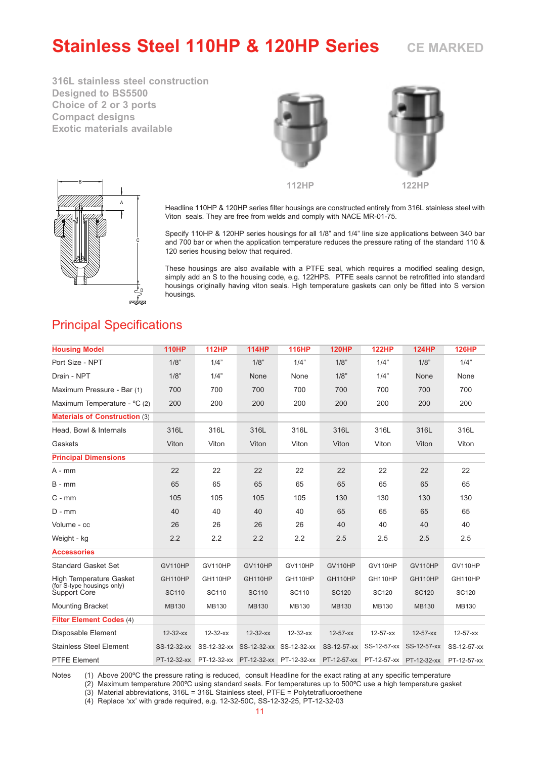# Stainless Steel 110HP & 120HP Series

CE MARKED

**316L stainless steel construction**
**Designed to BS5500**
**Choice of 2 or 3 ports**
**Compact designs**
**Exotic materials available**

112HP

122HP

Headline 110HP & 120HP series filter housings are constructed entirely from 316L stainless steel with Viton seals. They are free from welds and comply with NACE MR-01-75.

Specify 110HP & 120HP series housings for all 1/8" and 1/4" line size applications between 340 bar and 700 bar or when the application temperature reduces the pressure rating of the standard 110 & 120 series housing below that required.

These housings are also available with a PTFE seal, which requires a modified sealing design, simply add an S to the housing code, e.g. 122HPS. PTFE seals cannot be retrofitted into standard housings originally having viton seals. High temperature gaskets can only be fitted into S version housings.

## Principal Specifications

| Housing Model | 110HP | 112HP | 114HP | 116HP | 120HP | 122HP | 124HP | 126HP |
|---|---|---|---|---|---|---|---|---|
| Port Size - NPT | 1/8" | 1/4" | 1/8" | 1/4" | 1/8" | 1/4" | 1/8" | 1/4" |
| Drain - NPT | 1/8" | 1/4" | None | None | 1/8" | 1/4" | None | None |
| Maximum Pressure - Bar (1) | 700 | 700 | 700 | 700 | 700 | 700 | 700 | 700 |
| Maximum Temperature - ºC (2) | 200 | 200 | 200 | 200 | 200 | 200 | 200 | 200 |
| **Materials of Construction** (3) | | | | | | | | |
| Head, Bowl & Internals | 316L | 316L | 316L | 316L | 316L | 316L | 316L | 316L |
| Gaskets | Viton | Viton | Viton | Viton | Viton | Viton | Viton | Viton |
| **Principal Dimensions** | | | | | | | | |
| A - mm | 22 | 22 | 22 | 22 | 22 | 22 | 22 | 22 |
| B - mm | 65 | 65 | 65 | 65 | 65 | 65 | 65 | 65 |
| C - mm | 105 | 105 | 105 | 105 | 130 | 130 | 130 | 130 |
| D - mm | 40 | 40 | 40 | 40 | 65 | 65 | 65 | 65 |
| Volume - cc | 26 | 26 | 26 | 26 | 40 | 40 | 40 | 40 |
| Weight - kg | 2.2 | 2.2 | 2.2 | 2.2 | 2.5 | 2.5 | 2.5 | 2.5 |
| **Accessories** | | | | | | | | |
| Standard Gasket Set | GV110HP | GV110HP | GV110HP | GV110HP | GV110HP | GV110HP | GV110HP | GV110HP |
| High Temperature Gasket (for S-type housings only) | GH110HP | GH110HP | GH110HP | GH110HP | GH110HP | GH110HP | GH110HP | GH110HP |
| Support Core | SC110 | SC110 | SC110 | SC110 | SC120 | SC120 | SC120 | SC120 |
| Mounting Bracket | MB130 | MB130 | MB130 | MB130 | MB130 | MB130 | MB130 | MB130 |
| **Filter Element Codes** (4) | | | | | | | | |
| Disposable Element | 12-32-xx | 12-32-xx | 12-32-xx | 12-32-xx | 12-57-xx | 12-57-xx | 12-57-xx | 12-57-xx |
| Stainless Steel Element | SS-12-32-xx | SS-12-32-xx | SS-12-32-xx | SS-12-32-xx | SS-12-57-xx | SS-12-57-xx | SS-12-57-xx | SS-12-57-xx |
| PTFE Element | PT-12-32-xx | PT-12-32-xx | PT-12-32-xx | PT-12-32-xx | PT-12-57-xx | PT-12-57-xx | PT-12-32-xx | PT-12-57-xx |

Notes
(1) Above 200ºC the pressure rating is reduced, consult Headline for the exact rating at any specific temperature
(2) Maximum temperature 200ºC using standard seals. For temperatures up to 500ºC use a high temperature gasket
(3) Material abbreviations, 316L = 316L Stainless steel, PTFE = Polytetrafluoroethene
(4) Replace 'xx' with grade required, e.g. 12-32-50C, SS-12-32-25, PT-12-32-03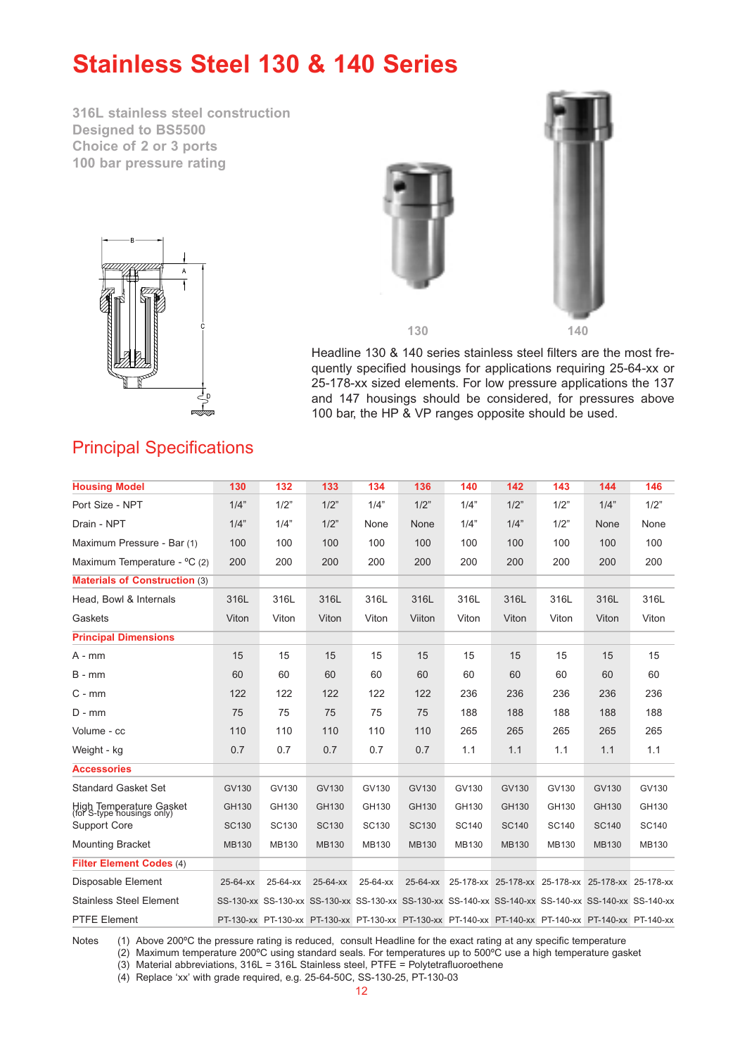# Stainless Steel 130 & 140 Series

316L stainless steel construction
Designed to BS5500
Choice of 2 or 3 ports
100 bar pressure rating

130 140

Headline 130 & 140 series stainless steel filters are the most frequently specified housings for applications requiring 25-64-xx or 25-178-xx sized elements. For low pressure applications the 137 and 147 housings should be considered, for pressures above 100 bar, the HP & VP ranges opposite should be used.

## Principal Specifications

| **Housing Model** | **130** | **132** | **133** | **134** | **136** | **140** | **142** | **143** | **144** | **146** |
|---|---|---|---|---|---|---|---|---|---|---|
| Port Size - NPT | 1/4" | 1/2" | 1/2" | 1/4" | 1/2" | 1/4" | 1/2" | 1/2" | 1/4" | 1/2" |
| Drain - NPT | 1/4" | 1/4" | 1/2" | None | None | 1/4" | 1/4" | 1/2" | None | None |
| Maximum Pressure - Bar (1) | 100 | 100 | 100 | 100 | 100 | 100 | 100 | 100 | 100 | 100 |
| Maximum Temperature - ºC (2) | 200 | 200 | 200 | 200 | 200 | 200 | 200 | 200 | 200 | 200 |
| **Materials of Construction** (3) | | | | | | | | | | |
| Head, Bowl & Internals | 316L | 316L | 316L | 316L | 316L | 316L | 316L | 316L | 316L | 316L |
| Gaskets | Viton | Viton | Viton | Viton | Viiton | Viton | Viton | Viton | Viton | Viton |
| **Principal Dimensions** | | | | | | | | | | |
| A - mm | 15 | 15 | 15 | 15 | 15 | 15 | 15 | 15 | 15 | 15 |
| B - mm | 60 | 60 | 60 | 60 | 60 | 60 | 60 | 60 | 60 | 60 |
| C - mm | 122 | 122 | 122 | 122 | 122 | 236 | 236 | 236 | 236 | 236 |
| D - mm | 75 | 75 | 75 | 75 | 75 | 188 | 188 | 188 | 188 | 188 |
| Volume - cc | 110 | 110 | 110 | 110 | 110 | 265 | 265 | 265 | 265 | 265 |
| Weight - kg | 0.7 | 0.7 | 0.7 | 0.7 | 0.7 | 1.1 | 1.1 | 1.1 | 1.1 | 1.1 |
| **Accessories** | | | | | | | | | | |
| Standard Gasket Set | GV130 | GV130 | GV130 | GV130 | GV130 | GV130 | GV130 | GV130 | GV130 | GV130 |
| High Temperature Gasket (for S-type housings only) | GH130 | GH130 | GH130 | GH130 | GH130 | GH130 | GH130 | GH130 | GH130 | GH130 |
| Support Core | SC130 | SC130 | SC130 | SC130 | SC130 | SC140 | SC140 | SC140 | SC140 | SC140 |
| Mounting Bracket | MB130 | MB130 | MB130 | MB130 | MB130 | MB130 | MB130 | MB130 | MB130 | MB130 |
| **Filter Element Codes** (4) | | | | | | | | | | |
| Disposable Element | 25-64-xx | 25-64-xx | 25-64-xx | 25-64-xx | 25-64-xx | 25-178-xx | 25-178-xx | 25-178-xx | 25-178-xx | 25-178-xx |
| Stainless Steel Element | SS-130-xx | SS-130-xx | SS-130-xx | SS-130-xx | SS-130-xx | SS-140-xx | SS-140-xx | SS-140-xx | SS-140-xx | SS-140-xx |
| PTFE Element | PT-130-xx | PT-130-xx | PT-130-xx | PT-130-xx | PT-130-xx | PT-140-xx | PT-140-xx | PT-140-xx | PT-140-xx | PT-140-xx |

Notes
(1) Above 200ºC the pressure rating is reduced, consult Headline for the exact rating at any specific temperature
(2) Maximum temperature 200ºC using standard seals. For temperatures up to 500ºC use a high temperature gasket
(3) Material abbreviations, 316L = 316L Stainless steel, PTFE = Polytetrafluoroethene
(4) Replace 'xx' with grade required, e.g. 25-64-50C, SS-130-25, PT-130-03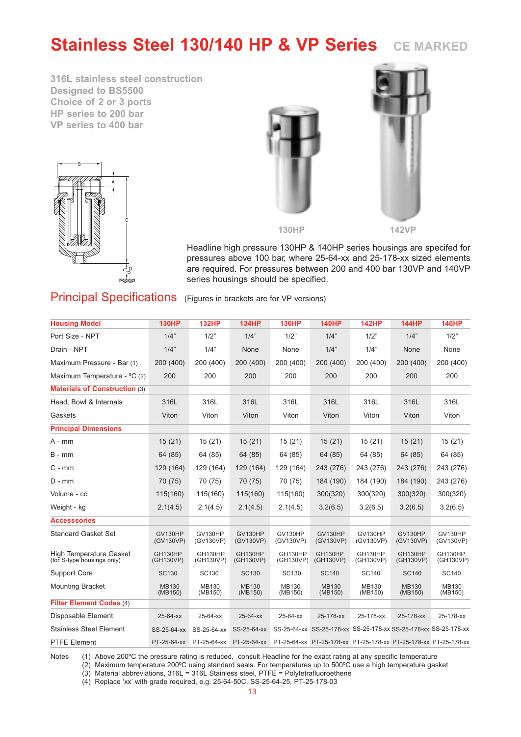# Stainless Steel 130/140 HP & VP Series CE MARKED

316L stainless steel construction
Designed to BS5500
Choice of 2 or 3 ports
HP series to 200 bar
VP series to 400 bar

130HP

142VP

Headline high pressure 130HP & 140HP series housings are specifed for pressures above 100 bar, where 25-64-xx and 25-178-xx sized elements are required. For pressures between 200 and 400 bar 130VP and 140VP series housings should be specified.

## Principal Specifications

(Figures in brackets are for VP versions)

| Housing Model | 130HP | 132HP | 134HP | 136HP | 140HP | 142HP | 144HP | 146HP |
|---|---|---|---|---|---|---|---|---|
| Port Size - NPT | 1/4" | 1/2" | 1/4" | 1/2" | 1/4" | 1/2" | 1/4" | 1/2" |
| Drain - NPT | 1/4" | 1/4" | None | None | 1/4" | 1/4" | None | None |
| Maximum Pressure - Bar (1) | 200 (400) | 200 (400) | 200 (400) | 200 (400) | 200 (400) | 200 (400) | 200 (400) | 200 (400) |
| Maximum Temperature - ºC (2) | 200 | 200 | 200 | 200 | 200 | 200 | 200 | 200 |
| **Materials of Construction** (3) | | | | | | | | |
| Head, Bowl & Internals | 316L | 316L | 316L | 316L | 316L | 316L | 316L | 316L |
| Gaskets | Viton | Viton | Viton | Viton | Viton | Viton | Viton | Viton |
| **Principal Dimensions** | | | | | | | | |
| A - mm | 15 (21) | 15 (21) | 15 (21) | 15 (21) | 15 (21) | 15 (21) | 15 (21) | 15 (21) |
| B - mm | 64 (85) | 64 (85) | 64 (85) | 64 (85) | 64 (85) | 64 (85) | 64 (85) | 64 (85) |
| C - mm | 129 (164) | 129 (164) | 129 (164) | 129 (164) | 243 (276) | 243 (276) | 243 (276) | 243 (276) |
| D - mm | 70 (75) | 70 (75) | 70 (75) | 70 (75) | 184 (190) | 184 (190) | 184 (190) | 243 (276) |
| Volume - cc | 115(160) | 115(160) | 115(160) | 115(160) | 300(320) | 300(320) | 300(320) | 300(320) |
| Weight - kg | 2.1(4.5) | 2.1(4.5) | 2.1(4.5) | 2.1(4.5) | 3.2(6.5) | 3.2(6.5) | 3.2(6.5) | 3.2(6.5) |
| **Accesssories** | | | | | | | | |
| Standard Gasket Set | GV130HP (GV130VP) | GV130HP (GV130VP) | GV130HP (GV130VP) | GV130HP (GV130VP) | GV130HP (GV130VP) | GV130HP (GV130VP) | GV130HP (GV130VP) | GV130HP (GV130VP) |
| High Temperature Gasket (for S-type housings only) | GH130HP (GH130VP) | GH130HP (GH130VP) | GH130HP (GH130VP) | GH130HP (GH130VP) | GH130HP (GH130VP) | GH130HP (GH130VP) | GH130HP (GH130VP) | GH130HP (GH130VP) |
| Support Core | SC130 | SC130 | SC130 | SC130 | SC140 | SC140 | SC140 | SC140 |
| Mounting Bracket | MB130 (MB150) | MB130 (MB150) | MB130 (MB150) | MB130 (MB150) | MB130 (MB150) | MB130 (MB150) | MB130 (MB150) | MB130 (MB150) |
| **Filter Element Codes** (4) | | | | | | | | |
| Disposable Element | 25-64-xx | 25-64-xx | 25-64-xx | 25-64-xx | 25-178-xx | 25-178-xx | 25-178-xx | 25-178-xx |
| Stainless Steel Element | SS-25-64-xx | SS-25-64-xx | SS-25-64-xx | SS-25-64-xx | SS-25-178-xx | SS-25-178-xx | SS-25-178-xx | SS-25-178-xx |
| PTFE Element | PT-25-64-xx | PT-25-64-xx | PT-25-64-xx | PT-25-64-xx | PT-25-178-xx | PT-25-178-xx | PT-25-178-xx | PT-25-178-xx |

Notes
(1) Above 200ºC the pressure rating is reduced, consult Headline for the exact rating at any specific temperature
(2) Maximum temperature 200ºC using standard seals. For temperatures up to 500ºC use a high temperature gasket
(3) Material abbreviations, 316L = 316L Stainless steel, PTFE = Polytetrafluoroethene
(4) Replace 'xx' with grade required, e.g. 25-64-50C, SS-25-64-25, PT-25-178-03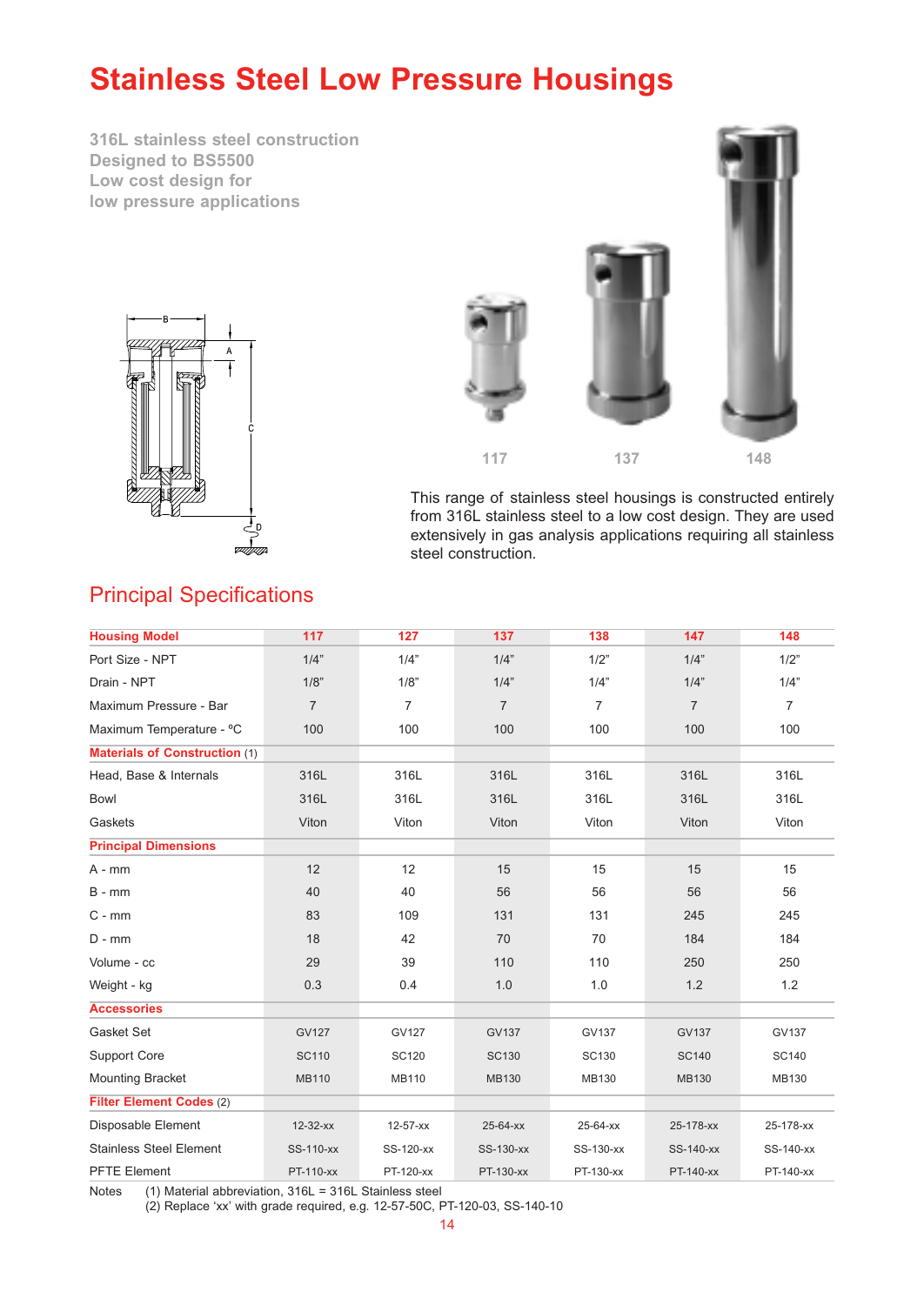# Stainless Steel Low Pressure Housings

316L stainless steel construction
Designed to BS5500
Low cost design for
low pressure applications

117 137 148

This range of stainless steel housings is constructed entirely from 316L stainless steel to a low cost design. They are used extensively in gas analysis applications requiring all stainless steel construction.

## Principal Specifications

| Housing Model | 117 | 127 | 137 | 138 | 147 | 148 |
|---|---|---|---|---|---|---|
| Port Size - NPT | 1/4" | 1/4" | 1/4" | 1/2" | 1/4" | 1/2" |
| Drain - NPT | 1/8" | 1/8" | 1/4" | 1/4" | 1/4" | 1/4" |
| Maximum Pressure - Bar | 7 | 7 | 7 | 7 | 7 | 7 |
| Maximum Temperature - ºC | 100 | 100 | 100 | 100 | 100 | 100 |
| **Materials of Construction** (1) | | | | | | |
| Head, Base & Internals | 316L | 316L | 316L | 316L | 316L | 316L |
| Bowl | 316L | 316L | 316L | 316L | 316L | 316L |
| Gaskets | Viton | Viton | Viton | Viton | Viton | Viton |
| **Principal Dimensions** | | | | | | |
| A - mm | 12 | 12 | 15 | 15 | 15 | 15 |
| B - mm | 40 | 40 | 56 | 56 | 56 | 56 |
| C - mm | 83 | 109 | 131 | 131 | 245 | 245 |
| D - mm | 18 | 42 | 70 | 70 | 184 | 184 |
| Volume - cc | 29 | 39 | 110 | 110 | 250 | 250 |
| Weight - kg | 0.3 | 0.4 | 1.0 | 1.0 | 1.2 | 1.2 |
| **Accessories** | | | | | | |
| Gasket Set | GV127 | GV127 | GV137 | GV137 | GV137 | GV137 |
| Support Core | SC110 | SC120 | SC130 | SC130 | SC140 | SC140 |
| Mounting Bracket | MB110 | MB110 | MB130 | MB130 | MB130 | MB130 |
| **Filter Element Codes** (2) | | | | | | |
| Disposable Element | 12-32-xx | 12-57-xx | 25-64-xx | 25-64-xx | 25-178-xx | 25-178-xx |
| Stainless Steel Element | SS-110-xx | SS-120-xx | SS-130-xx | SS-130-xx | SS-140-xx | SS-140-xx |
| PFTE Element | PT-110-xx | PT-120-xx | PT-130-xx | PT-130-xx | PT-140-xx | PT-140-xx |

Notes (1) Material abbreviation, 316L = 316L Stainless steel
(2) Replace 'xx' with grade required, e.g. 12-57-50C, PT-120-03, SS-140-10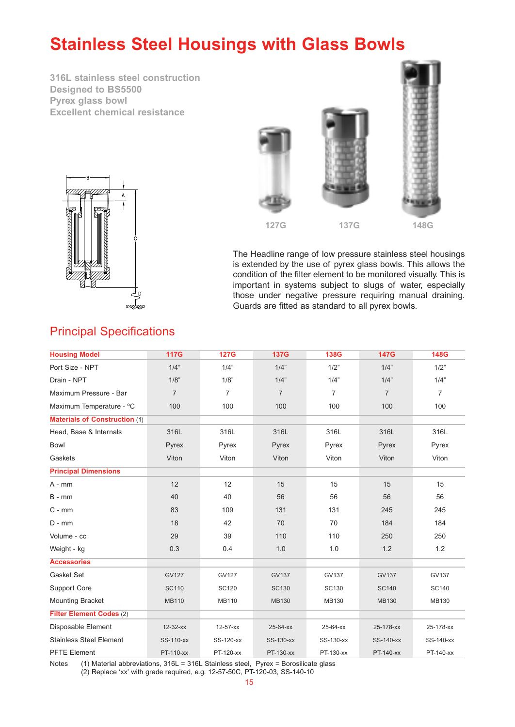# Stainless Steel Housings with Glass Bowls

**316L stainless steel construction**
**Designed to BS5500**
**Pyrex glass bowl**
**Excellent chemical resistance**

127G 137G 148G

The Headline range of low pressure stainless steel housings is extended by the use of pyrex glass bowls. This allows the condition of the filter element to be monitored visually. This is important in systems subject to slugs of water, especially those under negative pressure requiring manual draining. Guards are fitted as standard to all pyrex bowls.

## Principal Specifications

| Housing Model | 117G | 127G | 137G | 138G | 147G | 148G |
|---|---|---|---|---|---|---|
| Port Size - NPT | 1/4" | 1/4" | 1/4" | 1/2" | 1/4" | 1/2" |
| Drain - NPT | 1/8" | 1/8" | 1/4" | 1/4" | 1/4" | 1/4" |
| Maximum Pressure - Bar | 7 | 7 | 7 | 7 | 7 | 7 |
| Maximum Temperature - ºC | 100 | 100 | 100 | 100 | 100 | 100 |
| **Materials of Construction** (1) | | | | | | |
| Head, Base & Internals | 316L | 316L | 316L | 316L | 316L | 316L |
| Bowl | Pyrex | Pyrex | Pyrex | Pyrex | Pyrex | Pyrex |
| Gaskets | Viton | Viton | Viton | Viton | Viton | Viton |
| **Principal Dimensions** | | | | | | |
| A - mm | 12 | 12 | 15 | 15 | 15 | 15 |
| B - mm | 40 | 40 | 56 | 56 | 56 | 56 |
| C - mm | 83 | 109 | 131 | 131 | 245 | 245 |
| D - mm | 18 | 42 | 70 | 70 | 184 | 184 |
| Volume - cc | 29 | 39 | 110 | 110 | 250 | 250 |
| Weight - kg | 0.3 | 0.4 | 1.0 | 1.0 | 1.2 | 1.2 |
| **Accessories** | | | | | | |
| Gasket Set | GV127 | GV127 | GV137 | GV137 | GV137 | GV137 |
| Support Core | SC110 | SC120 | SC130 | SC130 | SC140 | SC140 |
| Mounting Bracket | MB110 | MB110 | MB130 | MB130 | MB130 | MB130 |
| **Filter Element Codes** (2) | | | | | | |
| Disposable Element | 12-32-xx | 12-57-xx | 25-64-xx | 25-64-xx | 25-178-xx | 25-178-xx |
| Stainless Steel Element | SS-110-xx | SS-120-xx | SS-130-xx | SS-130-xx | SS-140-xx | SS-140-xx |
| PFTE Element | PT-110-xx | PT-120-xx | PT-130-xx | PT-130-xx | PT-140-xx | PT-140-xx |

Notes (1) Material abbreviations, 316L = 316L Stainless steel, Pyrex = Borosilicate glass
(2) Replace 'xx' with grade required, e.g. 12-57-50C, PT-120-03, SS-140-10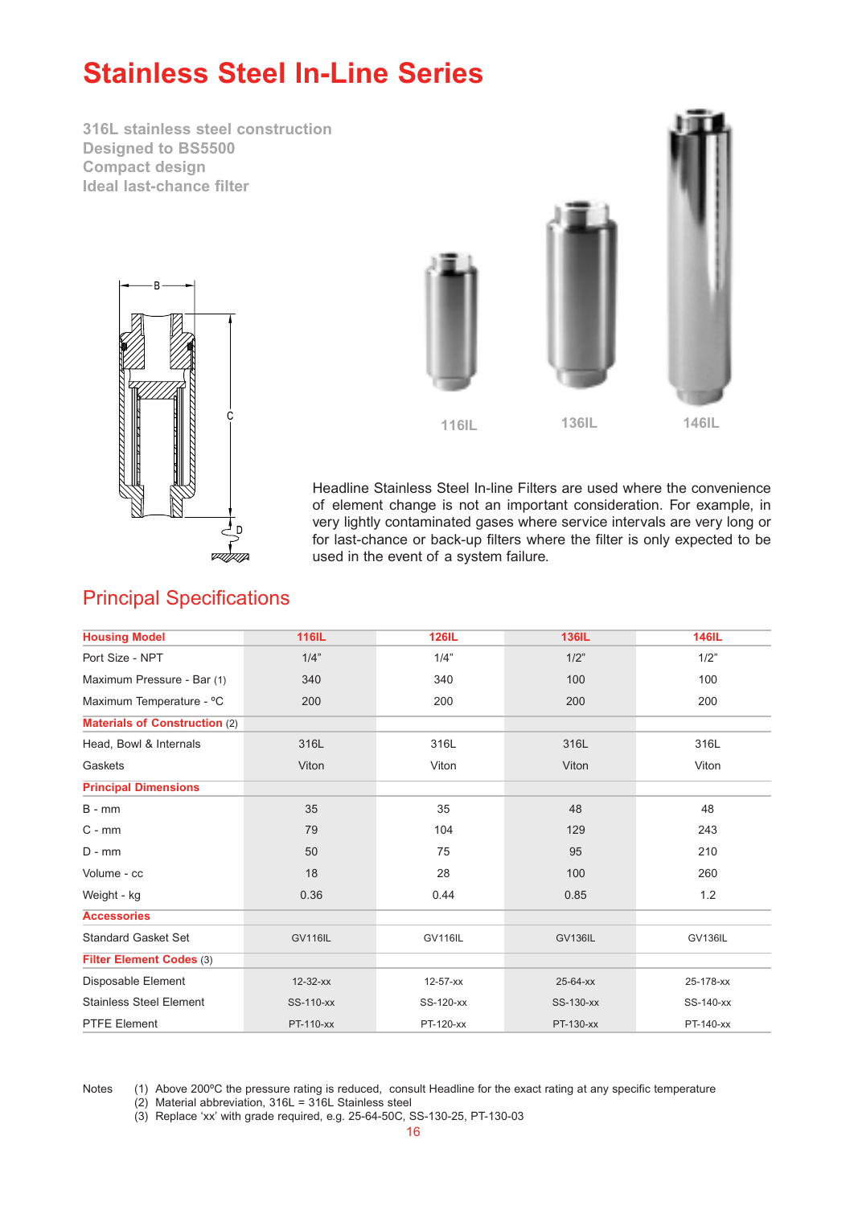# Stainless Steel In-Line Series

316L stainless steel construction
Designed to BS5500
Compact design
Ideal last-chance filter

B

C

D

116IL

136IL

146IL

Headline Stainless Steel In-line Filters are used where the convenience of element change is not an important consideration. For example, in very lightly contaminated gases where service intervals are very long or for last-chance or back-up filters where the filter is only expected to be used in the event of a system failure.

## Principal Specifications

| **Housing Model** | **116IL** | **126IL** | **136IL** | **146IL** |
|---|---|---|---|---|
| Port Size - NPT | 1/4" | 1/4" | 1/2" | 1/2" |
| Maximum Pressure - Bar (1) | 340 | 340 | 100 | 100 |
| Maximum Temperature - ºC | 200 | 200 | 200 | 200 |
| **Materials of Construction** (2) | | | | |
| Head, Bowl & Internals | 316L | 316L | 316L | 316L |
| Gaskets | Viton | Viton | Viton | Viton |
| **Principal Dimensions** | | | | |
| B - mm | 35 | 35 | 48 | 48 |
| C - mm | 79 | 104 | 129 | 243 |
| D - mm | 50 | 75 | 95 | 210 |
| Volume - cc | 18 | 28 | 100 | 260 |
| Weight - kg | 0.36 | 0.44 | 0.85 | 1.2 |
| **Accessories** | | | | |
| Standard Gasket Set | GV116IL | GV116IL | GV136IL | GV136IL |
| **Filter Element Codes** (3) | | | | |
| Disposable Element | 12-32-xx | 12-57-xx | 25-64-xx | 25-178-xx |
| Stainless Steel Element | SS-110-xx | SS-120-xx | SS-130-xx | SS-140-xx |
| PTFE Element | PT-110-xx | PT-120-xx | PT-130-xx | PT-140-xx |

Notes
(1) Above 200ºC the pressure rating is reduced, consult Headline for the exact rating at any specific temperature
(2) Material abbreviation, 316L = 316L Stainless steel
(3) Replace 'xx' with grade required, e.g. 25-64-50C, SS-130-25, PT-130-03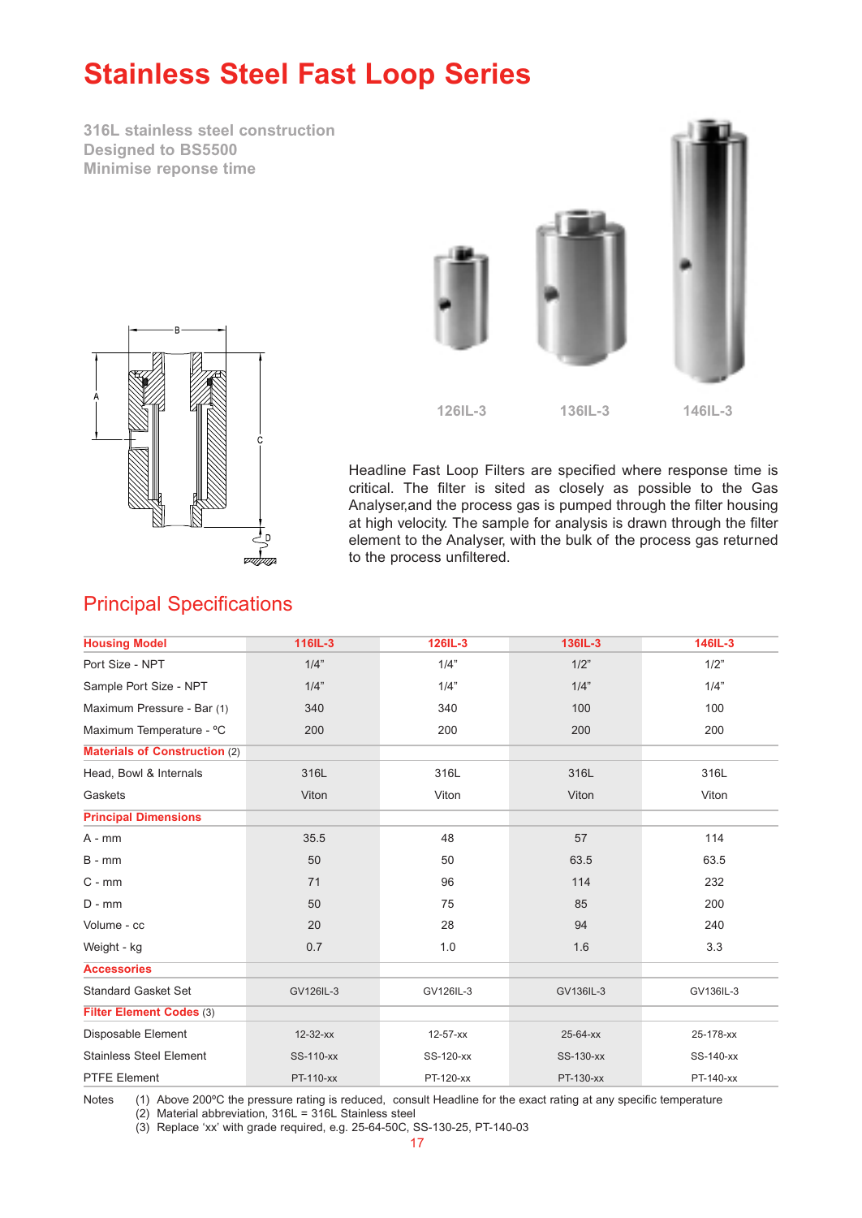# Stainless Steel Fast Loop Series

**316L stainless steel construction**
**Designed to BS5500**
**Minimise reponse time**

126IL-3 136IL-3 146IL-3

Headline Fast Loop Filters are specified where response time is critical. The filter is sited as closely as possible to the Gas Analyser,and the process gas is pumped through the filter housing at high velocity. The sample for analysis is drawn through the filter element to the Analyser, with the bulk of the process gas returned to the process unfiltered.

## Principal Specifications

| Housing Model | 116IL-3 | 126IL-3 | 136IL-3 | 146IL-3 |
|---|---|---|---|---|
| Port Size - NPT | 1/4" | 1/4" | 1/2" | 1/2" |
| Sample Port Size - NPT | 1/4" | 1/4" | 1/4" | 1/4" |
| Maximum Pressure - Bar (1) | 340 | 340 | 100 | 100 |
| Maximum Temperature - ºC | 200 | 200 | 200 | 200 |
| **Materials of Construction** (2) | | | | |
| Head, Bowl & Internals | 316L | 316L | 316L | 316L |
| Gaskets | Viton | Viton | Viton | Viton |
| **Principal Dimensions** | | | | |
| A - mm | 35.5 | 48 | 57 | 114 |
| B - mm | 50 | 50 | 63.5 | 63.5 |
| C - mm | 71 | 96 | 114 | 232 |
| D - mm | 50 | 75 | 85 | 200 |
| Volume - cc | 20 | 28 | 94 | 240 |
| Weight - kg | 0.7 | 1.0 | 1.6 | 3.3 |
| **Accessories** | | | | |
| Standard Gasket Set | GV126IL-3 | GV126IL-3 | GV136IL-3 | GV136IL-3 |
| **Filter Element Codes** (3) | | | | |
| Disposable Element | 12-32-xx | 12-57-xx | 25-64-xx | 25-178-xx |
| Stainless Steel Element | SS-110-xx | SS-120-xx | SS-130-xx | SS-140-xx |
| PTFE Element | PT-110-xx | PT-120-xx | PT-130-xx | PT-140-xx |

Notes
(1) Above 200ºC the pressure rating is reduced, consult Headline for the exact rating at any specific temperature
(2) Material abbreviation, 316L = 316L Stainless steel
(3) Replace 'xx' with grade required, e.g. 25-64-50C, SS-130-25, PT-140-03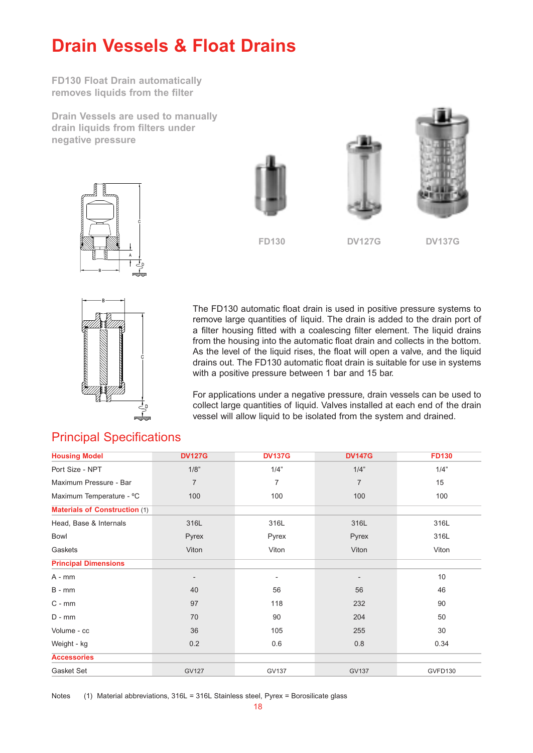# Drain Vessels & Float Drains

**FD130 Float Drain automatically removes liquids from the filter**

**Drain Vessels are used to manually drain liquids from filters under negative pressure**

FD130 DV127G DV137G

The FD130 automatic float drain is used in positive pressure systems to remove large quantities of liquid. The drain is added to the drain port of a filter housing fitted with a coalescing filter element. The liquid drains from the housing into the automatic float drain and collects in the bottom. As the level of the liquid rises, the float will open a valve, and the liquid drains out. The FD130 automatic float drain is suitable for use in systems with a positive pressure between 1 bar and 15 bar.

For applications under a negative pressure, drain vessels can be used to collect large quantities of liquid. Valves installed at each end of the drain vessel will allow liquid to be isolated from the system and drained.

## Principal Specifications

| Housing Model | DV127G | DV137G | DV147G | FD130 |
|---|---|---|---|---|
| Port Size - NPT | 1/8" | 1/4" | 1/4" | 1/4" |
| Maximum Pressure - Bar | 7 | 7 | 7 | 15 |
| Maximum Temperature - ºC | 100 | 100 | 100 | 100 |
| **Materials of Construction** (1) | | | | |
| Head, Base & Internals | 316L | 316L | 316L | 316L |
| Bowl | Pyrex | Pyrex | Pyrex | 316L |
| Gaskets | Viton | Viton | Viton | Viton |
| **Principal Dimensions** | | | | |
| A - mm | - | - | - | 10 |
| B - mm | 40 | 56 | 56 | 46 |
| C - mm | 97 | 118 | 232 | 90 |
| D - mm | 70 | 90 | 204 | 50 |
| Volume - cc | 36 | 105 | 255 | 30 |
| Weight - kg | 0.2 | 0.6 | 0.8 | 0.34 |
| **Accessories** | | | | |
| Gasket Set | GV127 | GV137 | GV137 | GVFD130 |

Notes (1) Material abbreviations, 316L = 316L Stainless steel, Pyrex = Borosilicate glass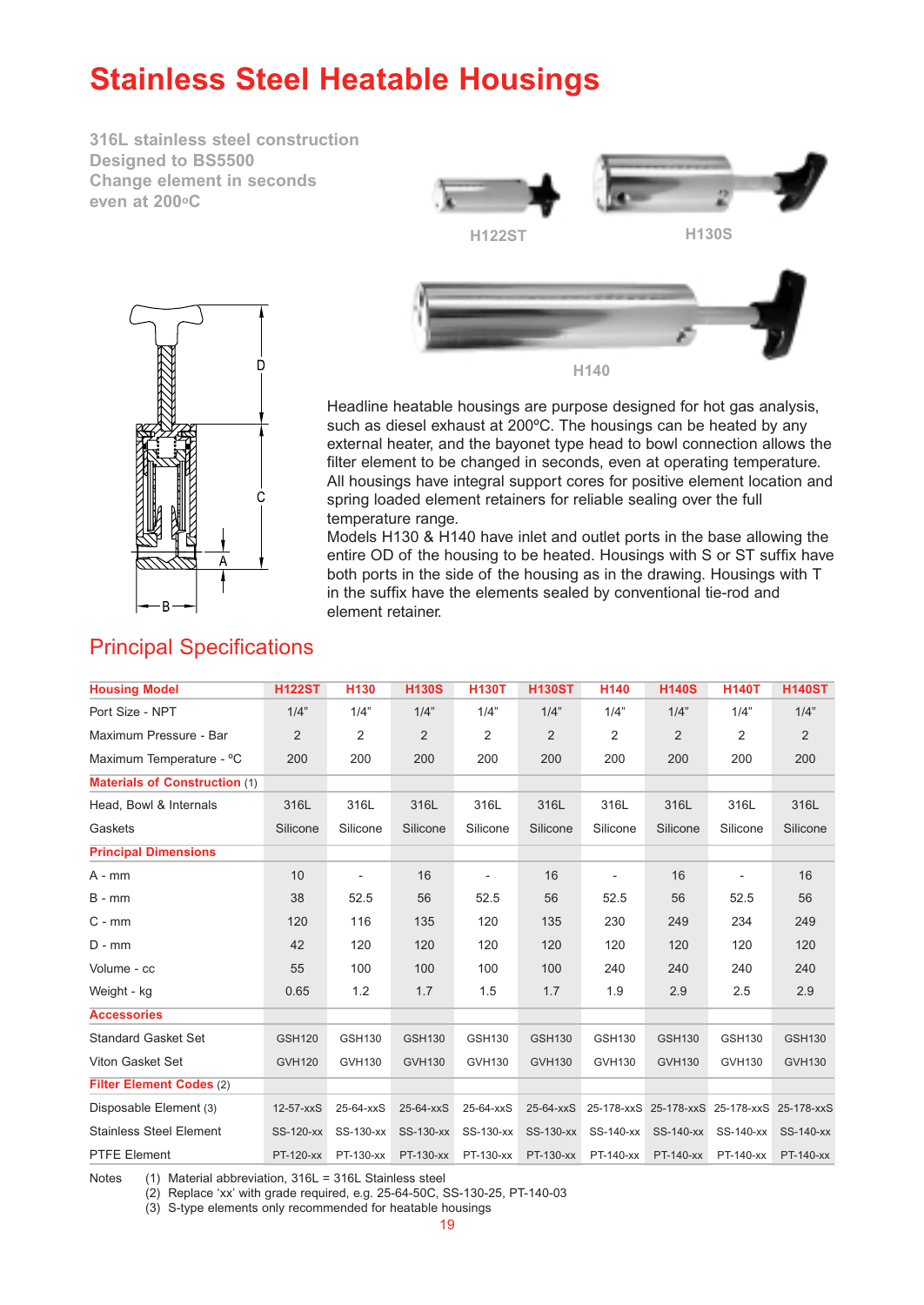# Stainless Steel Heatable Housings

316L stainless steel construction
Designed to BS5500
Change element in seconds
even at 200ºC

H122ST

H130S

H140

Headline heatable housings are purpose designed for hot gas analysis, such as diesel exhaust at 200ºC. The housings can be heated by any external heater, and the bayonet type head to bowl connection allows the filter element to be changed in seconds, even at operating temperature. All housings have integral support cores for positive element location and spring loaded element retainers for reliable sealing over the full temperature range.
Models H130 & H140 have inlet and outlet ports in the base allowing the entire OD of the housing to be heated. Housings with S or ST suffix have both ports in the side of the housing as in the drawing. Housings with T in the suffix have the elements sealed by conventional tie-rod and element retainer.

## Principal Specifications

| Housing Model | H122ST | H130 | H130S | H130T | H130ST | H140 | H140S | H140T | H140ST |
|---|---|---|---|---|---|---|---|---|---|
| Port Size - NPT | 1/4" | 1/4" | 1/4" | 1/4" | 1/4" | 1/4" | 1/4" | 1/4" | 1/4" |
| Maximum Pressure - Bar | 2 | 2 | 2 | 2 | 2 | 2 | 2 | 2 | 2 |
| Maximum Temperature - ºC | 200 | 200 | 200 | 200 | 200 | 200 | 200 | 200 | 200 |
| **Materials of Construction** (1) | | | | | | | | | |
| Head, Bowl & Internals | 316L | 316L | 316L | 316L | 316L | 316L | 316L | 316L | 316L |
| Gaskets | Silicone | Silicone | Silicone | Silicone | Silicone | Silicone | Silicone | Silicone | Silicone |
| **Principal Dimensions** | | | | | | | | | |
| A - mm | 10 | - | 16 | - | 16 | - | 16 | - | 16 |
| B - mm | 38 | 52.5 | 56 | 52.5 | 56 | 52.5 | 56 | 52.5 | 56 |
| C - mm | 120 | 116 | 135 | 120 | 135 | 230 | 249 | 234 | 249 |
| D - mm | 42 | 120 | 120 | 120 | 120 | 120 | 120 | 120 | 120 |
| Volume - cc | 55 | 100 | 100 | 100 | 100 | 240 | 240 | 240 | 240 |
| Weight - kg | 0.65 | 1.2 | 1.7 | 1.5 | 1.7 | 1.9 | 2.9 | 2.5 | 2.9 |
| **Accessories** | | | | | | | | | |
| Standard Gasket Set | GSH120 | GSH130 | GSH130 | GSH130 | GSH130 | GSH130 | GSH130 | GSH130 | GSH130 |
| Viton Gasket Set | GVH120 | GVH130 | GVH130 | GVH130 | GVH130 | GVH130 | GVH130 | GVH130 | GVH130 |
| **Filter Element Codes** (2) | | | | | | | | | |
| Disposable Element (3) | 12-57-xxS | 25-64-xxS | 25-64-xxS | 25-64-xxS | 25-64-xxS | 25-178-xxS | 25-178-xxS | 25-178-xxS | 25-178-xxS |
| Stainless Steel Element | SS-120-xx | SS-130-xx | SS-130-xx | SS-130-xx | SS-130-xx | SS-140-xx | SS-140-xx | SS-140-xx | SS-140-xx |
| PTFE Element | PT-120-xx | PT-130-xx | PT-130-xx | PT-130-xx | PT-130-xx | PT-140-xx | PT-140-xx | PT-140-xx | PT-140-xx |

Notes
(1) Material abbreviation, 316L = 316L Stainless steel
(2) Replace 'xx' with grade required, e.g. 25-64-50C, SS-130-25, PT-140-03
(3) S-type elements only recommended for heatable housings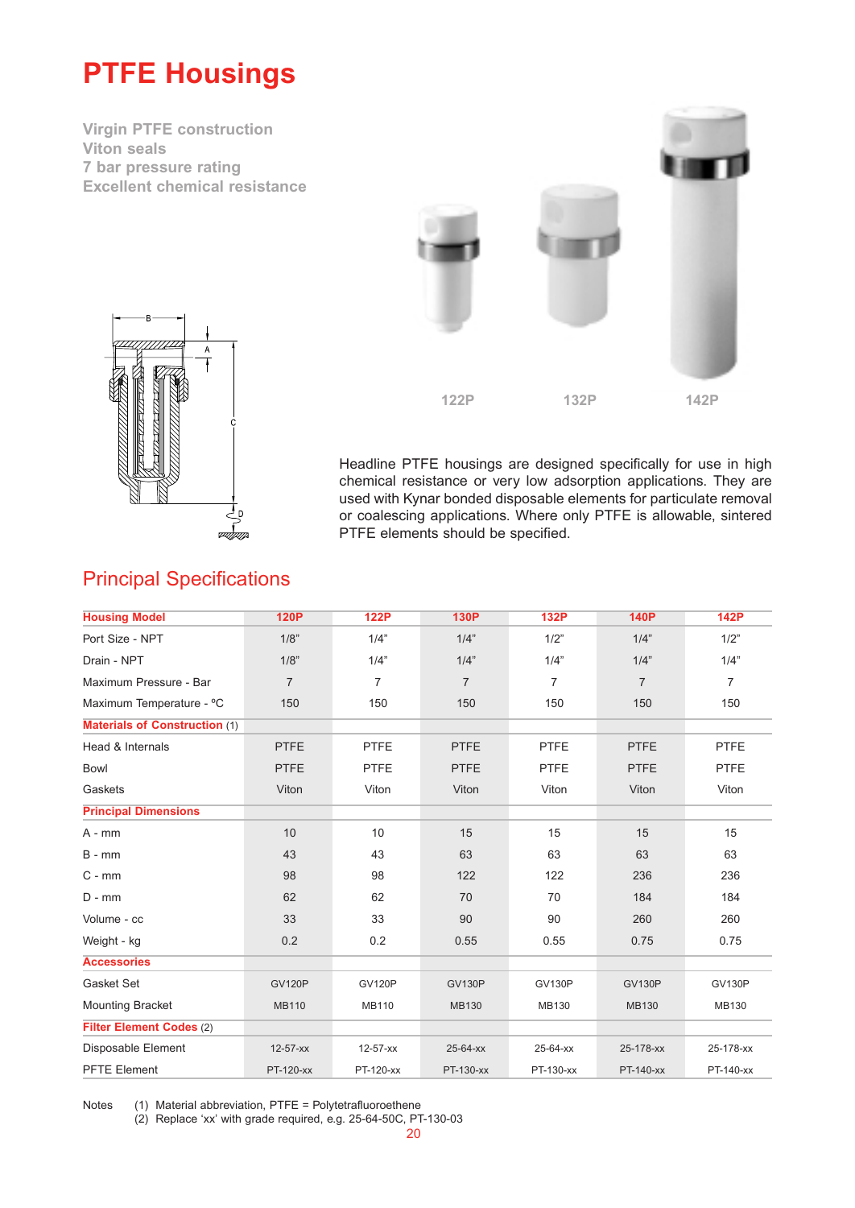# PTFE Housings

Virgin PTFE construction
Viton seals
7 bar pressure rating
Excellent chemical resistance

B
A
C
D

122P 132P 142P

Headline PTFE housings are designed specifically for use in high chemical resistance or very low adsorption applications. They are used with Kynar bonded disposable elements for particulate removal or coalescing applications. Where only PTFE is allowable, sintered PTFE elements should be specified.

## Principal Specifications

| Housing Model | 120P | 122P | 130P | 132P | 140P | 142P |
|---|---|---|---|---|---|---|
| Port Size - NPT | 1/8" | 1/4" | 1/4" | 1/2" | 1/4" | 1/2" |
| Drain - NPT | 1/8" | 1/4" | 1/4" | 1/4" | 1/4" | 1/4" |
| Maximum Pressure - Bar | 7 | 7 | 7 | 7 | 7 | 7 |
| Maximum Temperature - ºC | 150 | 150 | 150 | 150 | 150 | 150 |
| **Materials of Construction** (1) | | | | | | |
| Head & Internals | PTFE | PTFE | PTFE | PTFE | PTFE | PTFE |
| Bowl | PTFE | PTFE | PTFE | PTFE | PTFE | PTFE |
| Gaskets | Viton | Viton | Viton | Viton | Viton | Viton |
| **Principal Dimensions** | | | | | | |
| A - mm | 10 | 10 | 15 | 15 | 15 | 15 |
| B - mm | 43 | 43 | 63 | 63 | 63 | 63 |
| C - mm | 98 | 98 | 122 | 122 | 236 | 236 |
| D - mm | 62 | 62 | 70 | 70 | 184 | 184 |
| Volume - cc | 33 | 33 | 90 | 90 | 260 | 260 |
| Weight - kg | 0.2 | 0.2 | 0.55 | 0.55 | 0.75 | 0.75 |
| **Accessories** | | | | | | |
| Gasket Set | GV120P | GV120P | GV130P | GV130P | GV130P | GV130P |
| Mounting Bracket | MB110 | MB110 | MB130 | MB130 | MB130 | MB130 |
| **Filter Element Codes** (2) | | | | | | |
| Disposable Element | 12-57-xx | 12-57-xx | 25-64-xx | 25-64-xx | 25-178-xx | 25-178-xx |
| PFTE Element | PT-120-xx | PT-120-xx | PT-130-xx | PT-130-xx | PT-140-xx | PT-140-xx |

Notes
(1) Material abbreviation, PTFE = Polytetrafluoroethene
(2) Replace 'xx' with grade required, e.g. 25-64-50C, PT-130-03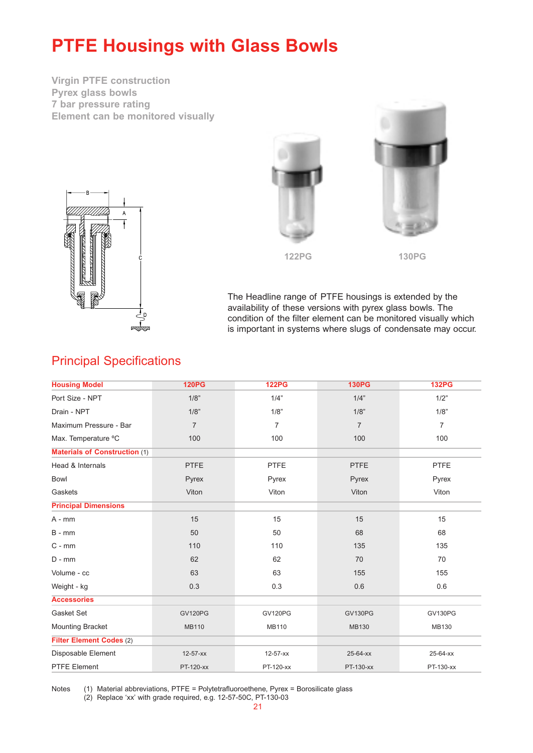# PTFE Housings with Glass Bowls

**Virgin PTFE construction**
**Pyrex glass bowls**
**7 bar pressure rating**
**Element can be monitored visually**

B
A
C
D

122PG

130PG

The Headline range of PTFE housings is extended by the availability of these versions with pyrex glass bowls. The condition of the filter element can be monitored visually which is important in systems where slugs of condensate may occur.

## Principal Specifications

| **Housing Model** | **120PG** | **122PG** | **130PG** | **132PG** |
|---|---|---|---|---|
| Port Size - NPT | 1/8" | 1/4" | 1/4" | 1/2" |
| Drain - NPT | 1/8" | 1/8" | 1/8" | 1/8" |
| Maximum Pressure - Bar | 7 | 7 | 7 | 7 |
| Max. Temperature ºC | 100 | 100 | 100 | 100 |
| **Materials of Construction** (1) | | | | |
| Head & Internals | PTFE | PTFE | PTFE | PTFE |
| Bowl | Pyrex | Pyrex | Pyrex | Pyrex |
| Gaskets | Viton | Viton | Viton | Viton |
| **Principal Dimensions** | | | | |
| A - mm | 15 | 15 | 15 | 15 |
| B - mm | 50 | 50 | 68 | 68 |
| C - mm | 110 | 110 | 135 | 135 |
| D - mm | 62 | 62 | 70 | 70 |
| Volume - cc | 63 | 63 | 155 | 155 |
| Weight - kg | 0.3 | 0.3 | 0.6 | 0.6 |
| **Accessories** | | | | |
| Gasket Set | GV120PG | GV120PG | GV130PG | GV130PG |
| Mounting Bracket | MB110 | MB110 | MB130 | MB130 |
| **Filter Element Codes** (2) | | | | |
| Disposable Element | 12-57-xx | 12-57-xx | 25-64-xx | 25-64-xx |
| PTFE Element | PT-120-xx | PT-120-xx | PT-130-xx | PT-130-xx |

Notes (1) Material abbreviations, PTFE = Polytetrafluoroethene, Pyrex = Borosilicate glass
(2) Replace 'xx' with grade required, e.g. 12-57-50C, PT-130-03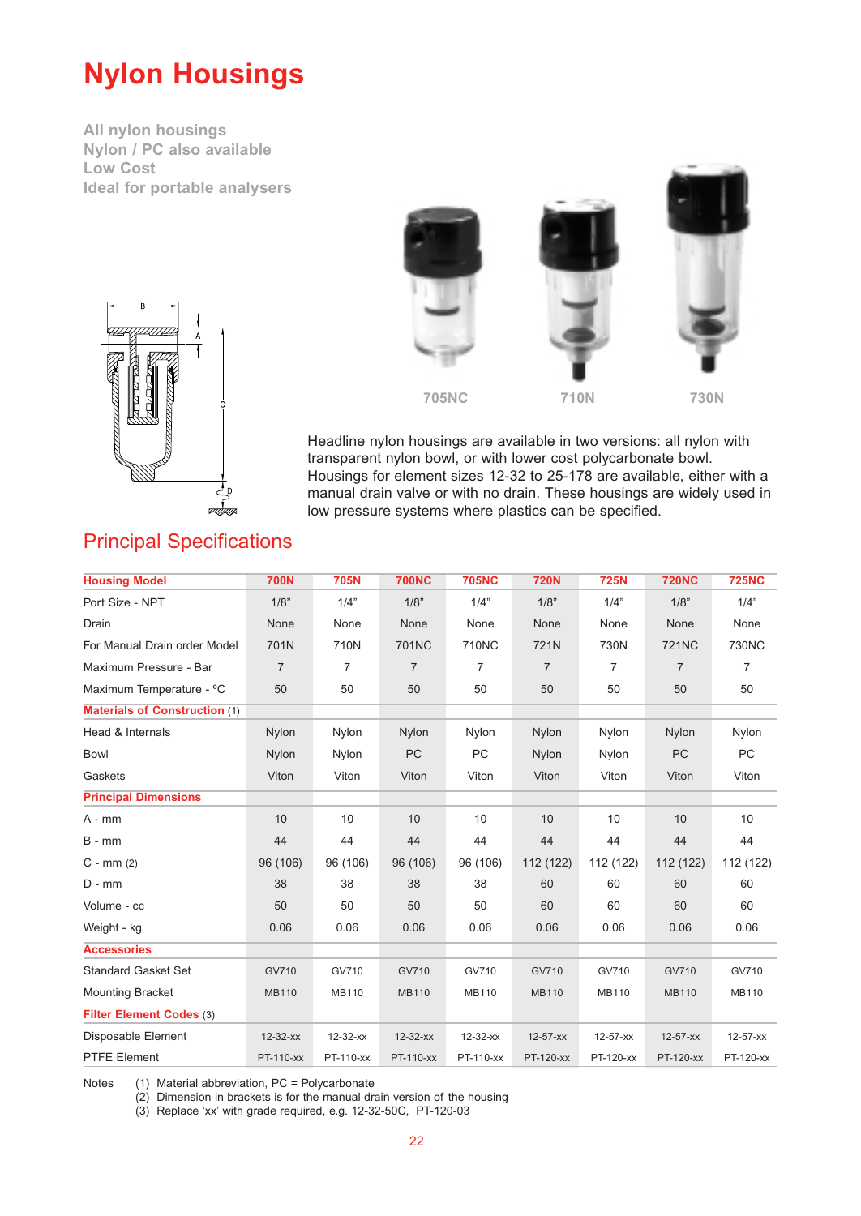# Nylon Housings

All nylon housings
Nylon / PC also available
Low Cost
Ideal for portable analysers

B
A
C
D

705NC
710N
730N

Headline nylon housings are available in two versions: all nylon with transparent nylon bowl, or with lower cost polycarbonate bowl. Housings for element sizes 12-32 to 25-178 are available, either with a manual drain valve or with no drain. These housings are widely used in low pressure systems where plastics can be specified.

## Principal Specifications

| Housing Model | 700N | 705N | 700NC | 705NC | 720N | 725N | 720NC | 725NC |
|---|---|---|---|---|---|---|---|---|
| Port Size - NPT | 1/8" | 1/4" | 1/8" | 1/4" | 1/8" | 1/4" | 1/8" | 1/4" |
| Drain | None | None | None | None | None | None | None | None |
| For Manual Drain order Model | 701N | 710N | 701NC | 710NC | 721N | 730N | 721NC | 730NC |
| Maximum Pressure - Bar | 7 | 7 | 7 | 7 | 7 | 7 | 7 | 7 |
| Maximum Temperature - ºC | 50 | 50 | 50 | 50 | 50 | 50 | 50 | 50 |
| **Materials of Construction** (1) | | | | | | | | |
| Head & Internals | Nylon | Nylon | Nylon | Nylon | Nylon | Nylon | Nylon | Nylon |
| Bowl | Nylon | Nylon | PC | PC | Nylon | Nylon | PC | PC |
| Gaskets | Viton | Viton | Viton | Viton | Viton | Viton | Viton | Viton |
| **Principal Dimensions** | | | | | | | | |
| A - mm | 10 | 10 | 10 | 10 | 10 | 10 | 10 | 10 |
| B - mm | 44 | 44 | 44 | 44 | 44 | 44 | 44 | 44 |
| C - mm (2) | 96 (106) | 96 (106) | 96 (106) | 96 (106) | 112 (122) | 112 (122) | 112 (122) | 112 (122) |
| D - mm | 38 | 38 | 38 | 38 | 60 | 60 | 60 | 60 |
| Volume - cc | 50 | 50 | 50 | 50 | 60 | 60 | 60 | 60 |
| Weight - kg | 0.06 | 0.06 | 0.06 | 0.06 | 0.06 | 0.06 | 0.06 | 0.06 |
| **Accessories** | | | | | | | | |
| Standard Gasket Set | GV710 | GV710 | GV710 | GV710 | GV710 | GV710 | GV710 | GV710 |
| Mounting Bracket | MB110 | MB110 | MB110 | MB110 | MB110 | MB110 | MB110 | MB110 |
| **Filter Element Codes** (3) | | | | | | | | |
| Disposable Element | 12-32-xx | 12-32-xx | 12-32-xx | 12-32-xx | 12-57-xx | 12-57-xx | 12-57-xx | 12-57-xx |
| PTFE Element | PT-110-xx | PT-110-xx | PT-110-xx | PT-110-xx | PT-120-xx | PT-120-xx | PT-120-xx | PT-120-xx |

Notes
(1) Material abbreviation, PC = Polycarbonate
(2) Dimension in brackets is for the manual drain version of the housing
(3) Replace 'xx' with grade required, e.g. 12-32-50C, PT-120-03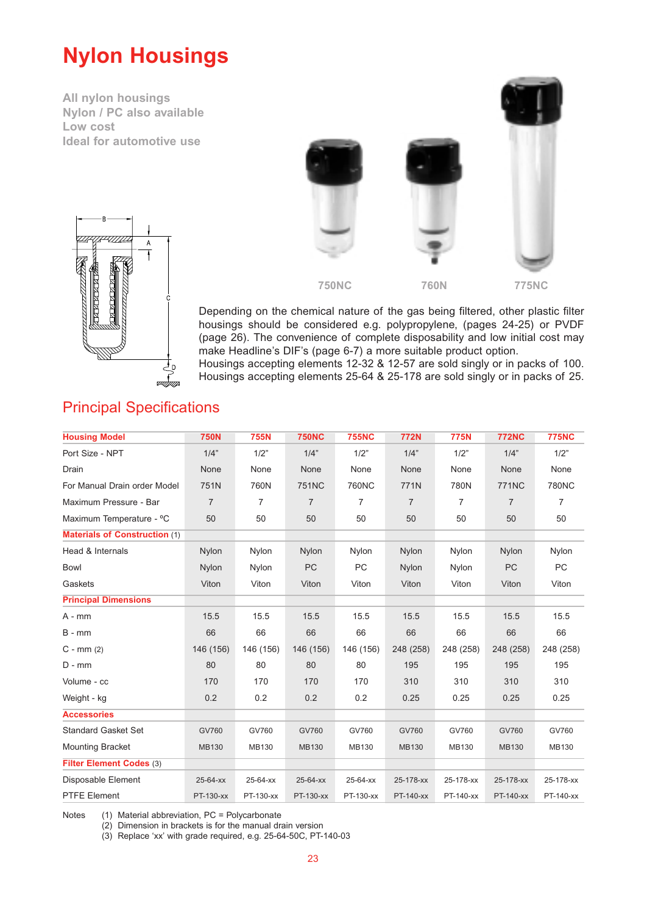# Nylon Housings

All nylon housings
Nylon / PC also available
Low cost
Ideal for automotive use

B
A
C
D

750NC 760N 775NC

Depending on the chemical nature of the gas being filtered, other plastic filter housings should be considered e.g. polypropylene, (pages 24-25) or PVDF (page 26). The convenience of complete disposability and low initial cost may make Headline's DIF's (page 6-7) a more suitable product option.
Housings accepting elements 12-32 & 12-57 are sold singly or in packs of 100.
Housings accepting elements 25-64 & 25-178 are sold singly or in packs of 25.

## Principal Specifications

| Housing Model | 750N | 755N | 750NC | 755NC | 772N | 775N | 772NC | 775NC |
|---|---|---|---|---|---|---|---|---|
| Port Size - NPT | 1/4" | 1/2" | 1/4" | 1/2" | 1/4" | 1/2" | 1/4" | 1/2" |
| Drain | None | None | None | None | None | None | None | None |
| For Manual Drain order Model | 751N | 760N | 751NC | 760NC | 771N | 780N | 771NC | 780NC |
| Maximum Pressure - Bar | 7 | 7 | 7 | 7 | 7 | 7 | 7 | 7 |
| Maximum Temperature - ºC | 50 | 50 | 50 | 50 | 50 | 50 | 50 | 50 |
| **Materials of Construction** (1) | | | | | | | | |
| Head & Internals | Nylon | Nylon | Nylon | Nylon | Nylon | Nylon | Nylon | Nylon |
| Bowl | Nylon | Nylon | PC | PC | Nylon | Nylon | PC | PC |
| Gaskets | Viton | Viton | Viton | Viton | Viton | Viton | Viton | Viton |
| **Principal Dimensions** | | | | | | | | |
| A - mm | 15.5 | 15.5 | 15.5 | 15.5 | 15.5 | 15.5 | 15.5 | 15.5 |
| B - mm | 66 | 66 | 66 | 66 | 66 | 66 | 66 | 66 |
| C - mm (2) | 146 (156) | 146 (156) | 146 (156) | 146 (156) | 248 (258) | 248 (258) | 248 (258) | 248 (258) |
| D - mm | 80 | 80 | 80 | 80 | 195 | 195 | 195 | 195 |
| Volume - cc | 170 | 170 | 170 | 170 | 310 | 310 | 310 | 310 |
| Weight - kg | 0.2 | 0.2 | 0.2 | 0.2 | 0.25 | 0.25 | 0.25 | 0.25 |
| **Accessories** | | | | | | | | |
| Standard Gasket Set | GV760 | GV760 | GV760 | GV760 | GV760 | GV760 | GV760 | GV760 |
| Mounting Bracket | MB130 | MB130 | MB130 | MB130 | MB130 | MB130 | MB130 | MB130 |
| **Filter Element Codes** (3) | | | | | | | | |
| Disposable Element | 25-64-xx | 25-64-xx | 25-64-xx | 25-64-xx | 25-178-xx | 25-178-xx | 25-178-xx | 25-178-xx |
| PTFE Element | PT-130-xx | PT-130-xx | PT-130-xx | PT-130-xx | PT-140-xx | PT-140-xx | PT-140-xx | PT-140-xx |

Notes
(1) Material abbreviation, PC = Polycarbonate
(2) Dimension in brackets is for the manual drain version
(3) Replace 'xx' with grade required, e.g. 25-64-50C, PT-140-03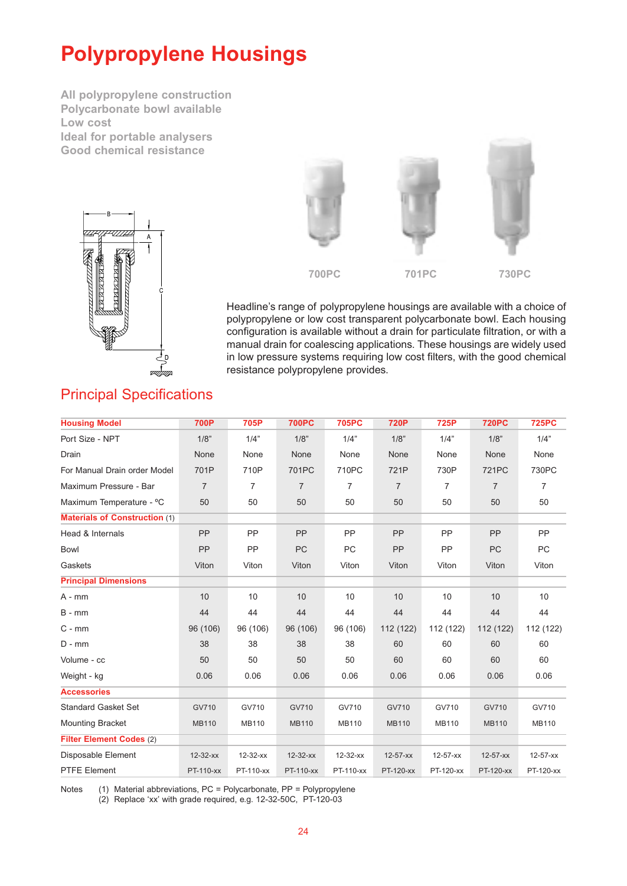# Polypropylene Housings

All polypropylene construction
Polycarbonate bowl available
Low cost
Ideal for portable analysers
Good chemical resistance

700PC 701PC 730PC

Headline's range of polypropylene housings are available with a choice of polypropylene or low cost transparent polycarbonate bowl. Each housing configuration is available without a drain for particulate filtration, or with a manual drain for coalescing applications. These housings are widely used in low pressure systems requiring low cost filters, with the good chemical resistance polypropylene provides.

## Principal Specifications

| Housing Model | 700P | 705P | 700PC | 705PC | 720P | 725P | 720PC | 725PC |
|---|---|---|---|---|---|---|---|---|
| Port Size - NPT | 1/8" | 1/4" | 1/8" | 1/4" | 1/8" | 1/4" | 1/8" | 1/4" |
| Drain | None | None | None | None | None | None | None | None |
| For Manual Drain order Model | 701P | 710P | 701PC | 710PC | 721P | 730P | 721PC | 730PC |
| Maximum Pressure - Bar | 7 | 7 | 7 | 7 | 7 | 7 | 7 | 7 |
| Maximum Temperature - ºC | 50 | 50 | 50 | 50 | 50 | 50 | 50 | 50 |
| **Materials of Construction** (1) | | | | | | | | |
| Head & Internals | PP | PP | PP | PP | PP | PP | PP | PP |
| Bowl | PP | PP | PC | PC | PP | PP | PC | PC |
| Gaskets | Viton | Viton | Viton | Viton | Viton | Viton | Viton | Viton |
| **Principal Dimensions** | | | | | | | | |
| A - mm | 10 | 10 | 10 | 10 | 10 | 10 | 10 | 10 |
| B - mm | 44 | 44 | 44 | 44 | 44 | 44 | 44 | 44 |
| C - mm | 96 (106) | 96 (106) | 96 (106) | 96 (106) | 112 (122) | 112 (122) | 112 (122) | 112 (122) |
| D - mm | 38 | 38 | 38 | 38 | 60 | 60 | 60 | 60 |
| Volume - cc | 50 | 50 | 50 | 50 | 60 | 60 | 60 | 60 |
| Weight - kg | 0.06 | 0.06 | 0.06 | 0.06 | 0.06 | 0.06 | 0.06 | 0.06 |
| **Accessories** | | | | | | | | |
| Standard Gasket Set | GV710 | GV710 | GV710 | GV710 | GV710 | GV710 | GV710 | GV710 |
| Mounting Bracket | MB110 | MB110 | MB110 | MB110 | MB110 | MB110 | MB110 | MB110 |
| **Filter Element Codes** (2) | | | | | | | | |
| Disposable Element | 12-32-xx | 12-32-xx | 12-32-xx | 12-32-xx | 12-57-xx | 12-57-xx | 12-57-xx | 12-57-xx |
| PTFE Element | PT-110-xx | PT-110-xx | PT-110-xx | PT-110-xx | PT-120-xx | PT-120-xx | PT-120-xx | PT-120-xx |

Notes (1) Material abbreviations, PC = Polycarbonate, PP = Polypropylene
(2) Replace 'xx' with grade required, e.g. 12-32-50C, PT-120-03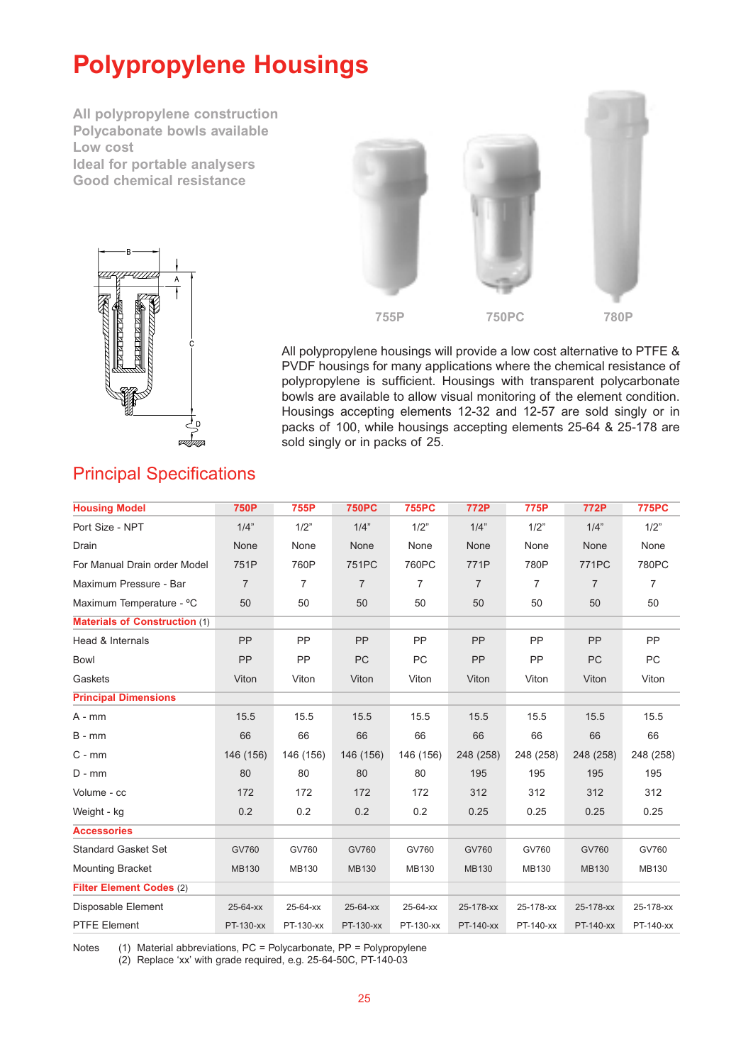# Polypropylene Housings

All polypropylene construction
Polycabonate bowls available
Low cost
Ideal for portable analysers
Good chemical resistance

755P 750PC 780P

All polypropylene housings will provide a low cost alternative to PTFE & PVDF housings for many applications where the chemical resistance of polypropylene is sufficient. Housings with transparent polycarbonate bowls are available to allow visual monitoring of the element condition. Housings accepting elements 12-32 and 12-57 are sold singly or in packs of 100, while housings accepting elements 25-64 & 25-178 are sold singly or in packs of 25.

## Principal Specifications

| Housing Model | 750P | 755P | 750PC | 755PC | 772P | 775P | 772P | 775PC |
|---|---|---|---|---|---|---|---|---|
| Port Size - NPT | 1/4" | 1/2" | 1/4" | 1/2" | 1/4" | 1/2" | 1/4" | 1/2" |
| Drain | None | None | None | None | None | None | None | None |
| For Manual Drain order Model | 751P | 760P | 751PC | 760PC | 771P | 780P | 771PC | 780PC |
| Maximum Pressure - Bar | 7 | 7 | 7 | 7 | 7 | 7 | 7 | 7 |
| Maximum Temperature - ºC | 50 | 50 | 50 | 50 | 50 | 50 | 50 | 50 |
| **Materials of Construction** (1) | | | | | | | | |
| Head & Internals | PP | PP | PP | PP | PP | PP | PP | PP |
| Bowl | PP | PP | PC | PC | PP | PP | PC | PC |
| Gaskets | Viton | Viton | Viton | Viton | Viton | Viton | Viton | Viton |
| **Principal Dimensions** | | | | | | | | |
| A - mm | 15.5 | 15.5 | 15.5 | 15.5 | 15.5 | 15.5 | 15.5 | 15.5 |
| B - mm | 66 | 66 | 66 | 66 | 66 | 66 | 66 | 66 |
| C - mm | 146 (156) | 146 (156) | 146 (156) | 146 (156) | 248 (258) | 248 (258) | 248 (258) | 248 (258) |
| D - mm | 80 | 80 | 80 | 80 | 195 | 195 | 195 | 195 |
| Volume - cc | 172 | 172 | 172 | 172 | 312 | 312 | 312 | 312 |
| Weight - kg | 0.2 | 0.2 | 0.2 | 0.2 | 0.25 | 0.25 | 0.25 | 0.25 |
| **Accessories** | | | | | | | | |
| Standard Gasket Set | GV760 | GV760 | GV760 | GV760 | GV760 | GV760 | GV760 | GV760 |
| Mounting Bracket | MB130 | MB130 | MB130 | MB130 | MB130 | MB130 | MB130 | MB130 |
| **Filter Element Codes** (2) | | | | | | | | |
| Disposable Element | 25-64-xx | 25-64-xx | 25-64-xx | 25-64-xx | 25-178-xx | 25-178-xx | 25-178-xx | 25-178-xx |
| PTFE Element | PT-130-xx | PT-130-xx | PT-130-xx | PT-130-xx | PT-140-xx | PT-140-xx | PT-140-xx | PT-140-xx |

Notes (1) Material abbreviations, PC = Polycarbonate, PP = Polypropylene
(2) Replace 'xx' with grade required, e.g. 25-64-50C, PT-140-03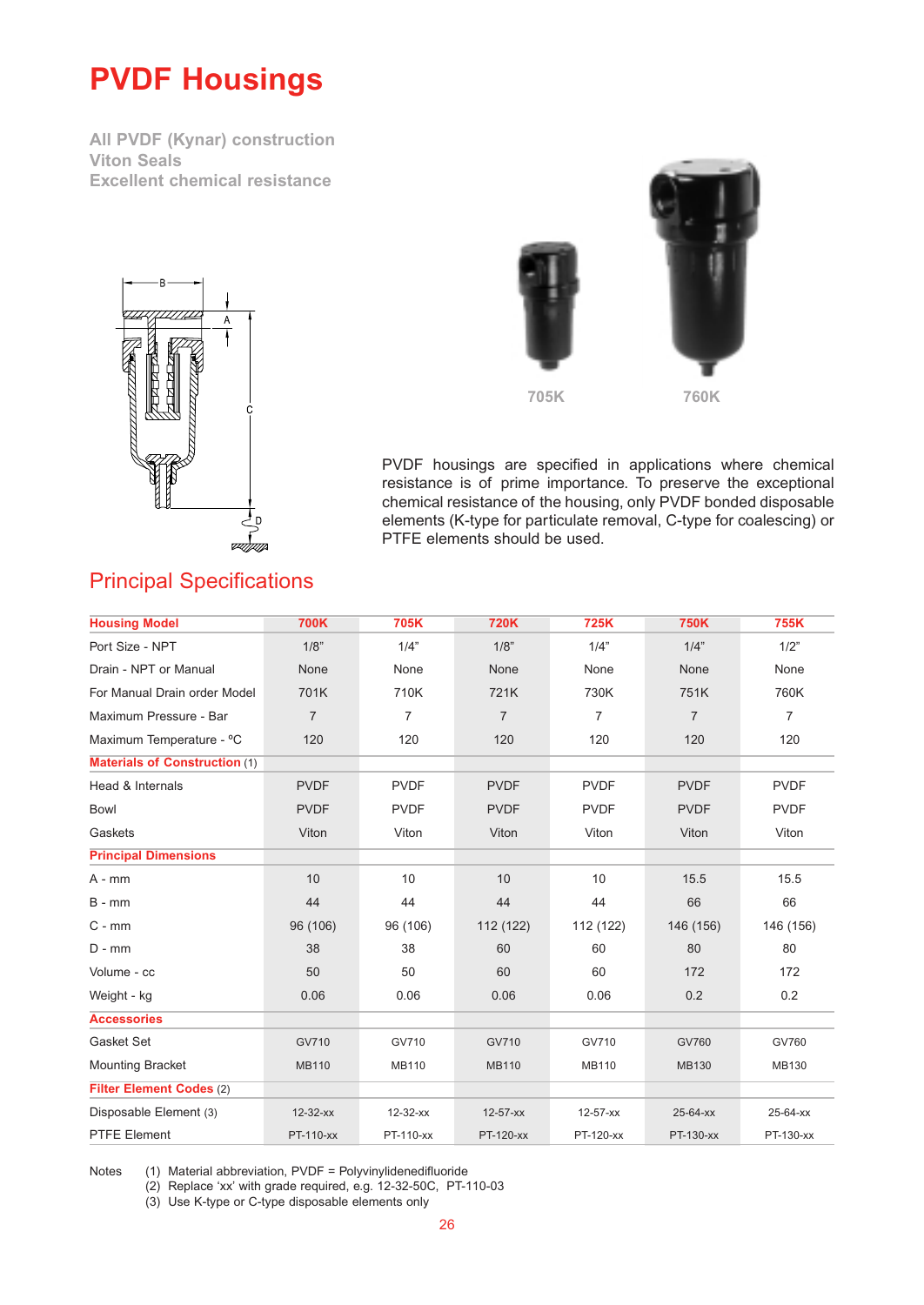# PVDF Housings

**All PVDF (Kynar) construction**
**Viton Seals**
**Excellent chemical resistance**

705K

760K

PVDF housings are specified in applications where chemical resistance is of prime importance. To preserve the exceptional chemical resistance of the housing, only PVDF bonded disposable elements (K-type for particulate removal, C-type for coalescing) or PTFE elements should be used.

## Principal Specifications

| Housing Model | 700K | 705K | 720K | 725K | 750K | 755K |
|---|---|---|---|---|---|---|
| Port Size - NPT | 1/8" | 1/4" | 1/8" | 1/4" | 1/4" | 1/2" |
| Drain - NPT or Manual | None | None | None | None | None | None |
| For Manual Drain order Model | 701K | 710K | 721K | 730K | 751K | 760K |
| Maximum Pressure - Bar | 7 | 7 | 7 | 7 | 7 | 7 |
| Maximum Temperature - ºC | 120 | 120 | 120 | 120 | 120 | 120 |
| **Materials of Construction** (1) | | | | | | |
| Head & Internals | PVDF | PVDF | PVDF | PVDF | PVDF | PVDF |
| Bowl | PVDF | PVDF | PVDF | PVDF | PVDF | PVDF |
| Gaskets | Viton | Viton | Viton | Viton | Viton | Viton |
| **Principal Dimensions** | | | | | | |
| A - mm | 10 | 10 | 10 | 10 | 15.5 | 15.5 |
| B - mm | 44 | 44 | 44 | 44 | 66 | 66 |
| C - mm | 96 (106) | 96 (106) | 112 (122) | 112 (122) | 146 (156) | 146 (156) |
| D - mm | 38 | 38 | 60 | 60 | 80 | 80 |
| Volume - cc | 50 | 50 | 60 | 60 | 172 | 172 |
| Weight - kg | 0.06 | 0.06 | 0.06 | 0.06 | 0.2 | 0.2 |
| **Accessories** | | | | | | |
| Gasket Set | GV710 | GV710 | GV710 | GV710 | GV760 | GV760 |
| Mounting Bracket | MB110 | MB110 | MB110 | MB110 | MB130 | MB130 |
| **Filter Element Codes** (2) | | | | | | |
| Disposable Element (3) | 12-32-xx | 12-32-xx | 12-57-xx | 12-57-xx | 25-64-xx | 25-64-xx |
| PTFE Element | PT-110-xx | PT-110-xx | PT-120-xx | PT-120-xx | PT-130-xx | PT-130-xx |

Notes
(1) Material abbreviation, PVDF = Polyvinylidenedifluoride
(2) Replace 'xx' with grade required, e.g. 12-32-50C, PT-110-03
(3) Use K-type or C-type disposable elements only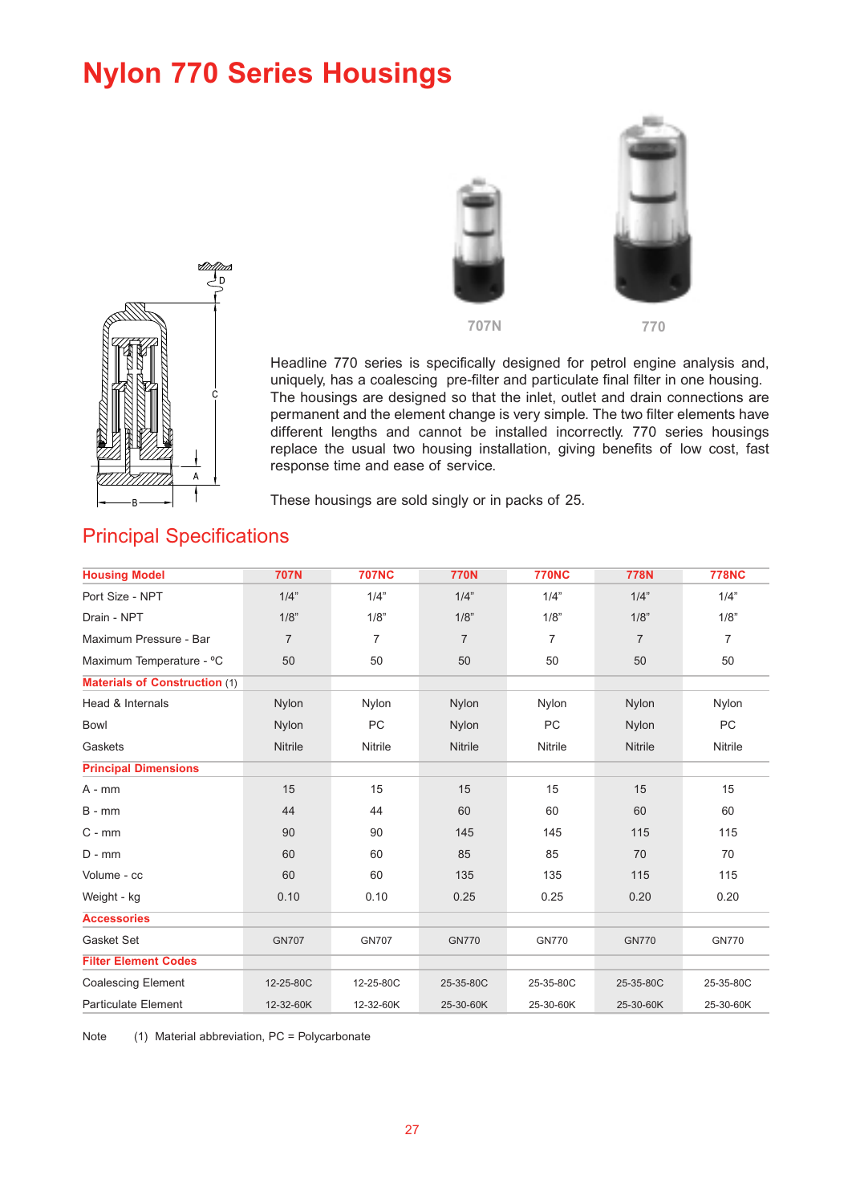# Nylon 770 Series Housings

707N 770

Headline 770 series is specifically designed for petrol engine analysis and, uniquely, has a coalescing pre-filter and particulate final filter in one housing. The housings are designed so that the inlet, outlet and drain connections are permanent and the element change is very simple. The two filter elements have different lengths and cannot be installed incorrectly. 770 series housings replace the usual two housing installation, giving benefits of low cost, fast response time and ease of service.

These housings are sold singly or in packs of 25.

## Principal Specifications

| Housing Model | 707N | 707NC | 770N | 770NC | 778N | 778NC |
|---|---|---|---|---|---|---|
| Port Size - NPT | 1/4" | 1/4" | 1/4" | 1/4" | 1/4" | 1/4" |
| Drain - NPT | 1/8" | 1/8" | 1/8" | 1/8" | 1/8" | 1/8" |
| Maximum Pressure - Bar | 7 | 7 | 7 | 7 | 7 | 7 |
| Maximum Temperature - ºC | 50 | 50 | 50 | 50 | 50 | 50 |
| **Materials of Construction** (1) | | | | | | |
| Head & Internals | Nylon | Nylon | Nylon | Nylon | Nylon | Nylon |
| Bowl | Nylon | PC | Nylon | PC | Nylon | PC |
| Gaskets | Nitrile | Nitrile | Nitrile | Nitrile | Nitrile | Nitrile |
| **Principal Dimensions** | | | | | | |
| A - mm | 15 | 15 | 15 | 15 | 15 | 15 |
| B - mm | 44 | 44 | 60 | 60 | 60 | 60 |
| C - mm | 90 | 90 | 145 | 145 | 115 | 115 |
| D - mm | 60 | 60 | 85 | 85 | 70 | 70 |
| Volume - cc | 60 | 60 | 135 | 135 | 115 | 115 |
| Weight - kg | 0.10 | 0.10 | 0.25 | 0.25 | 0.20 | 0.20 |
| **Accessories** | | | | | | |
| Gasket Set | GN707 | GN707 | GN770 | GN770 | GN770 | GN770 |
| **Filter Element Codes** | | | | | | |
| Coalescing Element | 12-25-80C | 12-25-80C | 25-35-80C | 25-35-80C | 25-35-80C | 25-35-80C |
| Particulate Element | 12-32-60K | 12-32-60K | 25-30-60K | 25-30-60K | 25-30-60K | 25-30-60K |

Note (1) Material abbreviation, PC = Polycarbonate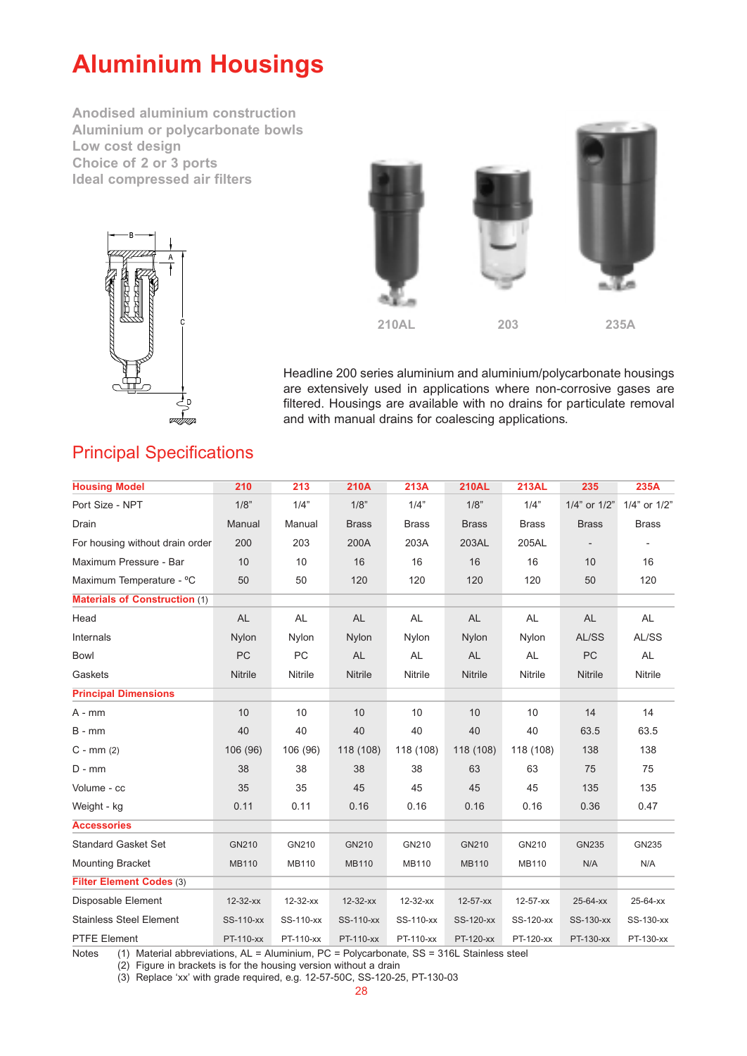# Aluminium Housings

Anodised aluminium construction
Aluminium or polycarbonate bowls
Low cost design
Choice of 2 or 3 ports
Ideal compressed air filters

210AL 203 235A

Headline 200 series aluminium and aluminium/polycarbonate housings are extensively used in applications where non-corrosive gases are filtered. Housings are available with no drains for particulate removal and with manual drains for coalescing applications.

## Principal Specifications

| Housing Model | 210 | 213 | 210A | 213A | 210AL | 213AL | 235 | 235A |
|---|---|---|---|---|---|---|---|---|
| Port Size - NPT | 1/8" | 1/4" | 1/8" | 1/4" | 1/8" | 1/4" | 1/4" or 1/2" | 1/4" or 1/2" |
| Drain | Manual | Manual | Brass | Brass | Brass | Brass | Brass | Brass |
| For housing without drain order | 200 | 203 | 200A | 203A | 203AL | 205AL | - | - |
| Maximum Pressure - Bar | 10 | 10 | 16 | 16 | 16 | 16 | 10 | 16 |
| Maximum Temperature - °C | 50 | 50 | 120 | 120 | 120 | 120 | 50 | 120 |
| **Materials of Construction** (1) | | | | | | | | |
| Head | AL | AL | AL | AL | AL | AL | AL | AL |
| Internals | Nylon | Nylon | Nylon | Nylon | Nylon | Nylon | AL/SS | AL/SS |
| Bowl | PC | PC | AL | AL | AL | AL | PC | AL |
| Gaskets | Nitrile | Nitrile | Nitrile | Nitrile | Nitrile | Nitrile | Nitrile | Nitrile |
| **Principal Dimensions** | | | | | | | | |
| A - mm | 10 | 10 | 10 | 10 | 10 | 10 | 14 | 14 |
| B - mm | 40 | 40 | 40 | 40 | 40 | 40 | 63.5 | 63.5 |
| C - mm (2) | 106 (96) | 106 (96) | 118 (108) | 118 (108) | 118 (108) | 118 (108) | 138 | 138 |
| D - mm | 38 | 38 | 38 | 38 | 63 | 63 | 75 | 75 |
| Volume - cc | 35 | 35 | 45 | 45 | 45 | 45 | 135 | 135 |
| Weight - kg | 0.11 | 0.11 | 0.16 | 0.16 | 0.16 | 0.16 | 0.36 | 0.47 |
| **Accessories** | | | | | | | | |
| Standard Gasket Set | GN210 | GN210 | GN210 | GN210 | GN210 | GN210 | GN235 | GN235 |
| Mounting Bracket | MB110 | MB110 | MB110 | MB110 | MB110 | MB110 | N/A | N/A |
| **Filter Element Codes** (3) | | | | | | | | |
| Disposable Element | 12-32-xx | 12-32-xx | 12-32-xx | 12-32-xx | 12-57-xx | 12-57-xx | 25-64-xx | 25-64-xx |
| Stainless Steel Element | SS-110-xx | SS-110-xx | SS-110-xx | SS-110-xx | SS-120-xx | SS-120-xx | SS-130-xx | SS-130-xx |
| PTFE Element | PT-110-xx | PT-110-xx | PT-110-xx | PT-110-xx | PT-120-xx | PT-120-xx | PT-130-xx | PT-130-xx |

Notes
(1) Material abbreviations, AL = Aluminium, PC = Polycarbonate, SS = 316L Stainless steel
(2) Figure in brackets is for the housing version without a drain
(3) Replace 'xx' with grade required, e.g. 12-57-50C, SS-120-25, PT-130-03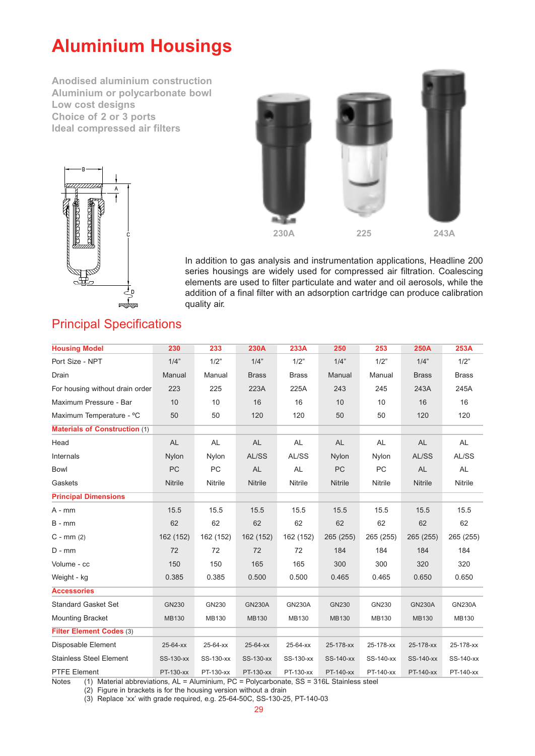# Aluminium Housings

**Anodised aluminium construction**
**Aluminium or polycarbonate bowl**
**Low cost designs**
**Choice of 2 or 3 ports**
**Ideal compressed air filters**

230A 225 243A

In addition to gas analysis and instrumentation applications, Headline 200 series housings are widely used for compressed air filtration. Coalescing elements are used to filter particulate and water and oil aerosols, while the addition of a final filter with an adsorption cartridge can produce calibration quality air.

## Principal Specifications

| Housing Model | 230 | 233 | 230A | 233A | 250 | 253 | 250A | 253A |
|---|---|---|---|---|---|---|---|---|
| Port Size - NPT | 1/4" | 1/2" | 1/4" | 1/2" | 1/4" | 1/2" | 1/4" | 1/2" |
| Drain | Manual | Manual | Brass | Brass | Manual | Manual | Brass | Brass |
| For housing without drain order | 223 | 225 | 223A | 225A | 243 | 245 | 243A | 245A |
| Maximum Pressure - Bar | 10 | 10 | 16 | 16 | 10 | 10 | 16 | 16 |
| Maximum Temperature - ºC | 50 | 50 | 120 | 120 | 50 | 50 | 120 | 120 |
| **Materials of Construction** (1) | | | | | | | | |
| Head | AL | AL | AL | AL | AL | AL | AL | AL |
| Internals | Nylon | Nylon | AL/SS | AL/SS | Nylon | Nylon | AL/SS | AL/SS |
| Bowl | PC | PC | AL | AL | PC | PC | AL | AL |
| Gaskets | Nitrile | Nitrile | Nitrile | Nitrile | Nitrile | Nitrile | Nitrile | Nitrile |
| **Principal Dimensions** | | | | | | | | |
| A - mm | 15.5 | 15.5 | 15.5 | 15.5 | 15.5 | 15.5 | 15.5 | 15.5 |
| B - mm | 62 | 62 | 62 | 62 | 62 | 62 | 62 | 62 |
| C - mm (2) | 162 (152) | 162 (152) | 162 (152) | 162 (152) | 265 (255) | 265 (255) | 265 (255) | 265 (255) |
| D - mm | 72 | 72 | 72 | 72 | 184 | 184 | 184 | 184 |
| Volume - cc | 150 | 150 | 165 | 165 | 300 | 300 | 320 | 320 |
| Weight - kg | 0.385 | 0.385 | 0.500 | 0.500 | 0.465 | 0.465 | 0.650 | 0.650 |
| **Accessories** | | | | | | | | |
| Standard Gasket Set | GN230 | GN230 | GN230A | GN230A | GN230 | GN230 | GN230A | GN230A |
| Mounting Bracket | MB130 | MB130 | MB130 | MB130 | MB130 | MB130 | MB130 | MB130 |
| **Filter Element Codes** (3) | | | | | | | | |
| Disposable Element | 25-64-xx | 25-64-xx | 25-64-xx | 25-64-xx | 25-178-xx | 25-178-xx | 25-178-xx | 25-178-xx |
| Stainless Steel Element | SS-130-xx | SS-130-xx | SS-130-xx | SS-130-xx | SS-140-xx | SS-140-xx | SS-140-xx | SS-140-xx |
| PTFE Element | PT-130-xx | PT-130-xx | PT-130-xx | PT-130-xx | PT-140-xx | PT-140-xx | PT-140-xx | PT-140-xx |

Notes
(1) Material abbreviations, AL = Aluminium, PC = Polycarbonate, SS = 316L Stainless steel
(2) Figure in brackets is for the housing version without a drain
(3) Replace 'xx' with grade required, e.g. 25-64-50C, SS-130-25, PT-140-03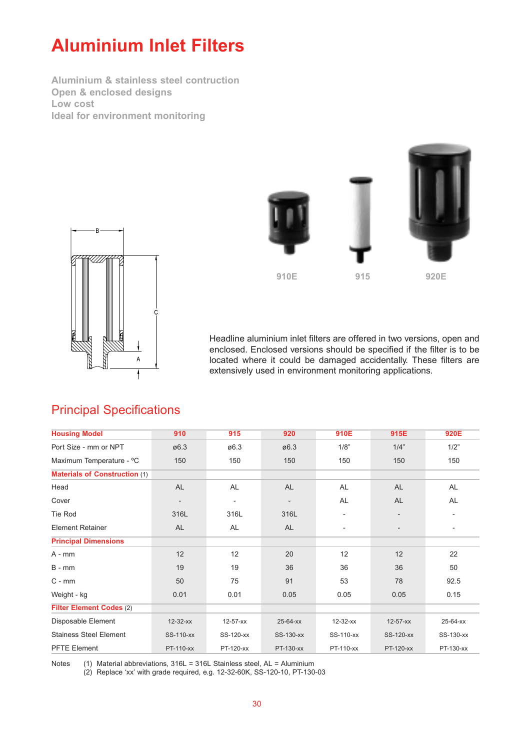# Aluminium Inlet Filters

**Aluminium & stainless steel contruction**
**Open & enclosed designs**
**Low cost**
**Ideal for environment monitoring**

910E

915

920E

Headline aluminium inlet filters are offered in two versions, open and enclosed. Enclosed versions should be specified if the filter is to be located where it could be damaged accidentally. These filters are extensively used in environment monitoring applications.

## Principal Specifications

| Housing Model | 910 | 915 | 920 | 910E | 915E | 920E |
|---|---|---|---|---|---|---|
| Port Size - mm or NPT | ø6.3 | ø6.3 | ø6.3 | 1/8" | 1/4" | 1/2" |
| Maximum Temperature - ºC | 150 | 150 | 150 | 150 | 150 | 150 |
| **Materials of Construction** (1) | | | | | | |
| Head | AL | AL | AL | AL | AL | AL |
| Cover | - | - | - | AL | AL | AL |
| Tie Rod | 316L | 316L | 316L | - | - | - |
| Element Retainer | AL | AL | AL | - | - | - |
| **Principal Dimensions** | | | | | | |
| A - mm | 12 | 12 | 20 | 12 | 12 | 22 |
| B - mm | 19 | 19 | 36 | 36 | 36 | 50 |
| C - mm | 50 | 75 | 91 | 53 | 78 | 92.5 |
| Weight - kg | 0.01 | 0.01 | 0.05 | 0.05 | 0.05 | 0.15 |
| **Filter Element Codes** (2) | | | | | | |
| Disposable Element | 12-32-xx | 12-57-xx | 25-64-xx | 12-32-xx | 12-57-xx | 25-64-xx |
| Stainess Steel Element | SS-110-xx | SS-120-xx | SS-130-xx | SS-110-xx | SS-120-xx | SS-130-xx |
| PFTE Element | PT-110-xx | PT-120-xx | PT-130-xx | PT-110-xx | PT-120-xx | PT-130-xx |

Notes
(1) Material abbreviations, 316L = 316L Stainless steel, AL = Aluminium
(2) Replace 'xx' with grade required, e.g. 12-32-60K, SS-120-10, PT-130-03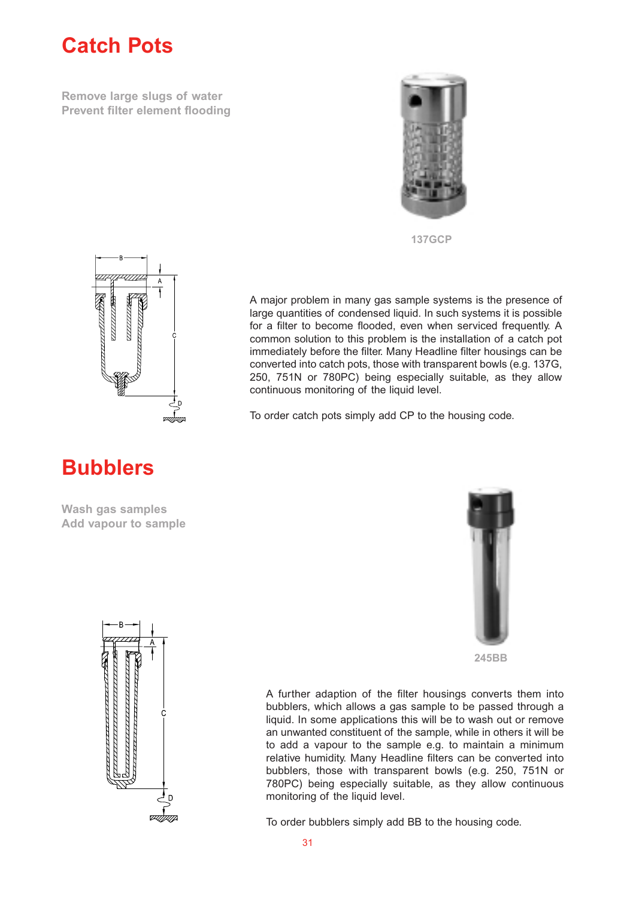# Catch Pots

Remove large slugs of water
Prevent filter element flooding

137GCP

A major problem in many gas sample systems is the presence of large quantities of condensed liquid. In such systems it is possible for a filter to become flooded, even when serviced frequently. A common solution to this problem is the installation of a catch pot immediately before the filter. Many Headline filter housings can be converted into catch pots, those with transparent bowls (e.g. 137G, 250, 751N or 780PC) being especially suitable, as they allow continuous monitoring of the liquid level.

To order catch pots simply add CP to the housing code.

# Bubblers

Wash gas samples
Add vapour to sample

245BB

A further adaption of the filter housings converts them into bubblers, which allows a gas sample to be passed through a liquid. In some applications this will be to wash out or remove an unwanted constituent of the sample, while in others it will be to add a vapour to the sample e.g. to maintain a minimum relative humidity. Many Headline filters can be converted into bubblers, those with transparent bowls (e.g. 250, 751N or 780PC) being especially suitable, as they allow continuous monitoring of the liquid level.

To order bubblers simply add BB to the housing code.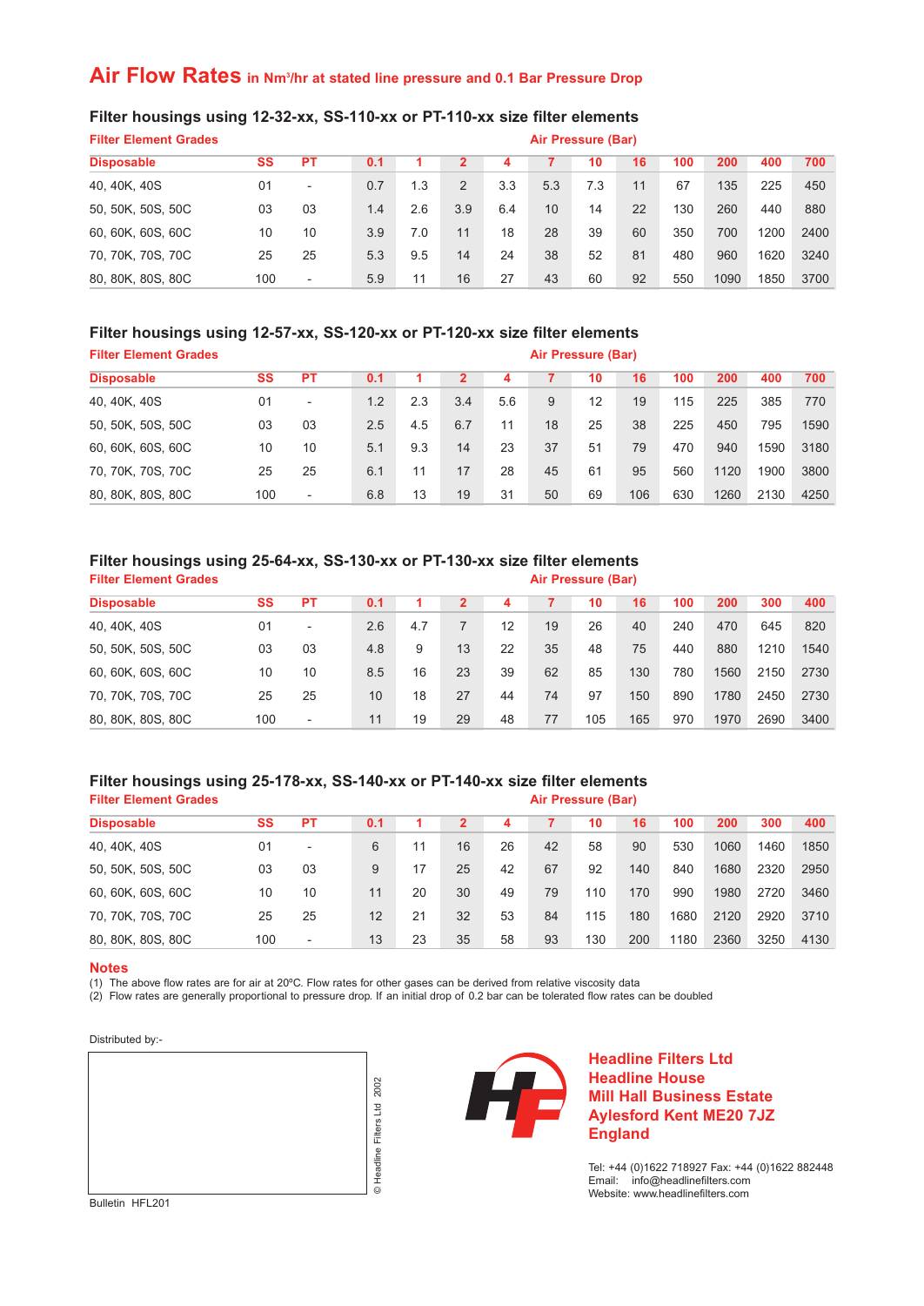# Air Flow Rates in $Nm^3$/hr at stated line pressure and 0.1 Bar Pressure Drop

## Filter housings using 12-32-xx, SS-110-xx or PT-110-xx size filter elements

| Filter Element Grades | | | Air Pressure (Bar) | | | | | | | | | | |
|---|---|---|---|---|---|---|---|---|---|---|---|---|---|
| Disposable | SS | PT | 0.1 | 1 | 2 | 4 | 7 | 10 | 16 | 100 | 200 | 400 | 700 |
| 40, 40K, 40S | 01 | - | 0.7 | 1.3 | 2 | 3.3 | 5.3 | 7.3 | 11 | 67 | 135 | 225 | 450 |
| 50, 50K, 50S, 50C | 03 | 03 | 1.4 | 2.6 | 3.9 | 6.4 | 10 | 14 | 22 | 130 | 260 | 440 | 880 |
| 60, 60K, 60S, 60C | 10 | 10 | 3.9 | 7.0 | 11 | 18 | 28 | 39 | 60 | 350 | 700 | 1200 | 2400 |
| 70, 70K, 70S, 70C | 25 | 25 | 5.3 | 9.5 | 14 | 24 | 38 | 52 | 81 | 480 | 960 | 1620 | 3240 |
| 80, 80K, 80S, 80C | 100 | - | 5.9 | 11 | 16 | 27 | 43 | 60 | 92 | 550 | 1090 | 1850 | 3700 |

## Filter housings using 12-57-xx, SS-120-xx or PT-120-xx size filter elements

| Filter Element Grades | | | Air Pressure (Bar) | | | | | | | | | | |
|---|---|---|---|---|---|---|---|---|---|---|---|---|---|
| Disposable | SS | PT | 0.1 | 1 | 2 | 4 | 7 | 10 | 16 | 100 | 200 | 400 | 700 |
| 40, 40K, 40S | 01 | - | 1.2 | 2.3 | 3.4 | 5.6 | 9 | 12 | 19 | 115 | 225 | 385 | 770 |
| 50, 50K, 50S, 50C | 03 | 03 | 2.5 | 4.5 | 6.7 | 11 | 18 | 25 | 38 | 225 | 450 | 795 | 1590 |
| 60, 60K, 60S, 60C | 10 | 10 | 5.1 | 9.3 | 14 | 23 | 37 | 51 | 79 | 470 | 940 | 1590 | 3180 |
| 70, 70K, 70S, 70C | 25 | 25 | 6.1 | 11 | 17 | 28 | 45 | 61 | 95 | 560 | 1120 | 1900 | 3800 |
| 80, 80K, 80S, 80C | 100 | - | 6.8 | 13 | 19 | 31 | 50 | 69 | 106 | 630 | 1260 | 2130 | 4250 |

## Filter housings using 25-64-xx, SS-130-xx or PT-130-xx size filter elements

| Filter Element Grades | | | Air Pressure (Bar) | | | | | | | | | | |
|---|---|---|---|---|---|---|---|---|---|---|---|---|---|
| Disposable | SS | PT | 0.1 | 1 | 2 | 4 | 7 | 10 | 16 | 100 | 200 | 300 | 400 |
| 40, 40K, 40S | 01 | - | 2.6 | 4.7 | 7 | 12 | 19 | 26 | 40 | 240 | 470 | 645 | 820 |
| 50, 50K, 50S, 50C | 03 | 03 | 4.8 | 9 | 13 | 22 | 35 | 48 | 75 | 440 | 880 | 1210 | 1540 |
| 60, 60K, 60S, 60C | 10 | 10 | 8.5 | 16 | 23 | 39 | 62 | 85 | 130 | 780 | 1560 | 2150 | 2730 |
| 70, 70K, 70S, 70C | 25 | 25 | 10 | 18 | 27 | 44 | 74 | 97 | 150 | 890 | 1780 | 2450 | 2730 |
| 80, 80K, 80S, 80C | 100 | - | 11 | 19 | 29 | 48 | 77 | 105 | 165 | 970 | 1970 | 2690 | 3400 |

## Filter housings using 25-178-xx, SS-140-xx or PT-140-xx size filter elements

| Filter Element Grades | | | Air Pressure (Bar) | | | | | | | | | | |
|---|---|---|---|---|---|---|---|---|---|---|---|---|---|
| Disposable | SS | PT | 0.1 | 1 | 2 | 4 | 7 | 10 | 16 | 100 | 200 | 300 | 400 |
| 40, 40K, 40S | 01 | - | 6 | 11 | 16 | 26 | 42 | 58 | 90 | 530 | 1060 | 1460 | 1850 |
| 50, 50K, 50S, 50C | 03 | 03 | 9 | 17 | 25 | 42 | 67 | 92 | 140 | 840 | 1680 | 2320 | 2950 |
| 60, 60K, 60S, 60C | 10 | 10 | 11 | 20 | 30 | 49 | 79 | 110 | 170 | 990 | 1980 | 2720 | 3460 |
| 70, 70K, 70S, 70C | 25 | 25 | 12 | 21 | 32 | 53 | 84 | 115 | 180 | 1680 | 2120 | 2920 | 3710 |
| 80, 80K, 80S, 80C | 100 | - | 13 | 23 | 35 | 58 | 93 | 130 | 200 | 1180 | 2360 | 3250 | 4130 |

### Notes

(1) The above flow rates are for air at 20ºC. Flow rates for other gases can be derived from relative viscosity data

(2) Flow rates are generally proportional to pressure drop. If an initial drop of 0.2 bar can be tolerated flow rates can be doubled

Distributed by:-

© Headline Filters Ltd 2002

Bulletin HFL201

**Headline Filters Ltd**
**Headline House**
**Mill Hall Business Estate**
**Aylesford Kent ME20 7JZ**
**England**

Tel: +44 (0)1622 718927 Fax: +44 (0)1622 882448
Email: info@headlinefilters.com
Website: www.headlinefilters.com